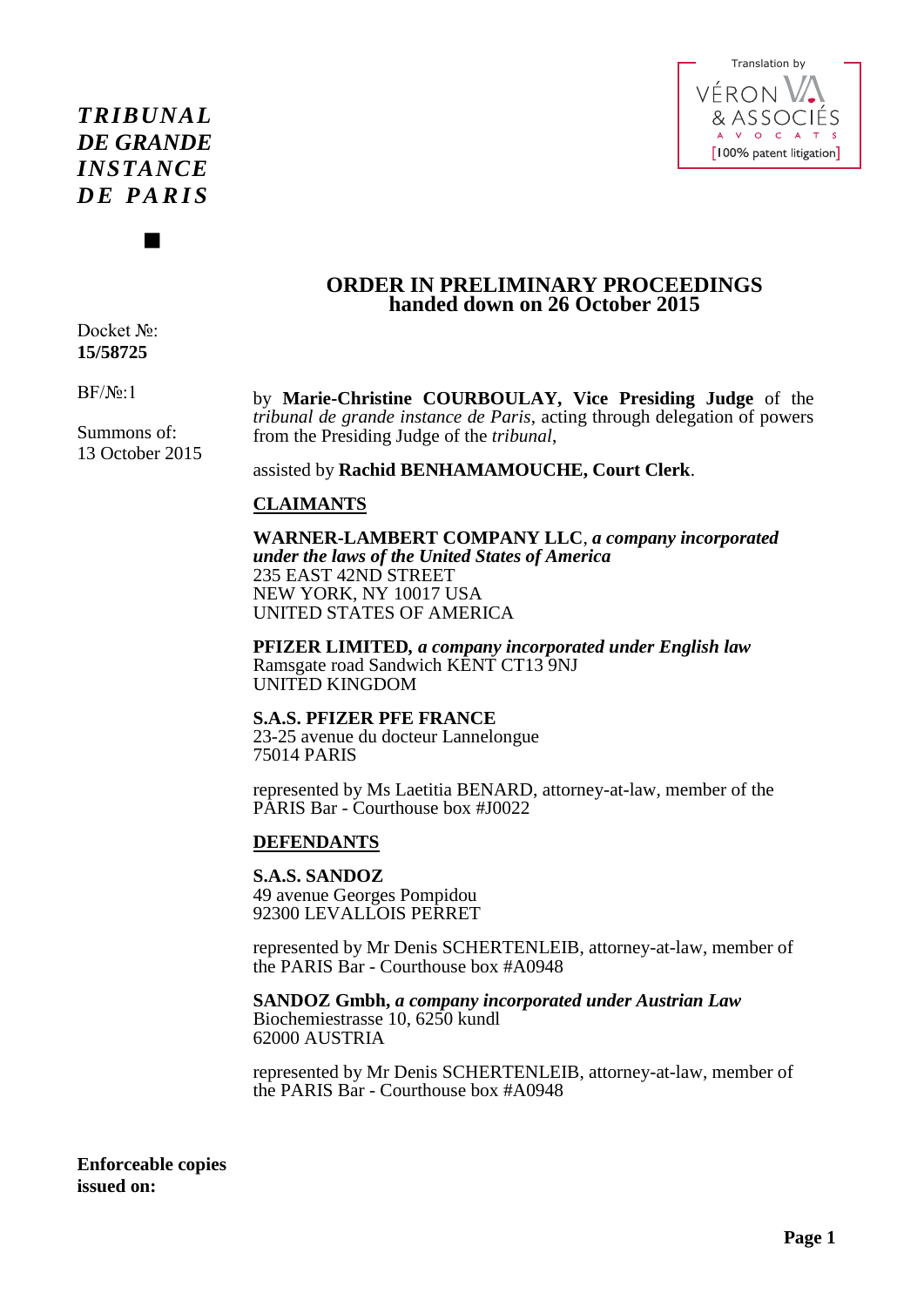Translation by VÉRON & ASSOCIÉS AVOCATS [100% patent litigation]

***TRIBUNAL DE GRANDE INSTANCE DE PARIS***

■

# ORDER IN PRELIMINARY PROCEEDINGS
## handed down on 26 October 2015

Docket №:
**15/58725**

BF/№:1

Summons of:
13 October 2015

by **Marie-Christine COURBOULAY, Vice Presiding Judge** of the *tribunal de grande instance de Paris*, acting through delegation of powers from the Presiding Judge of the *tribunal*,

assisted by **Rachid BENHAMAMOUCHE, Court Clerk**.

**CLAIMANTS**

**WARNER-LAMBERT COMPANY LLC**, ***a company incorporated under the laws of the United States of America***
235 EAST 42ND STREET
NEW YORK, NY 10017 USA
UNITED STATES OF AMERICA

**PFIZER LIMITED, *a company incorporated under English law***
Ramsgate road Sandwich KENT CT13 9NJ
UNITED KINGDOM

**S.A.S. PFIZER PFE FRANCE**
23-25 avenue du docteur Lannelongue
75014 PARIS

represented by Ms Laetitia BENARD, attorney-at-law, member of the PARIS Bar - Courthouse box #J0022

**DEFENDANTS**

**S.A.S. SANDOZ**
49 avenue Georges Pompidou
92300 LEVALLOIS PERRET

represented by Mr Denis SCHERTENLEIB, attorney-at-law, member of the PARIS Bar - Courthouse box #A0948

**SANDOZ Gmbh, *a company incorporated under Austrian Law***
Biochemiestrasse 10, 6250 kundl
62000 AUSTRIA

represented by Mr Denis SCHERTENLEIB, attorney-at-law, member of the PARIS Bar - Courthouse box #A0948

**Enforceable copies issued on:**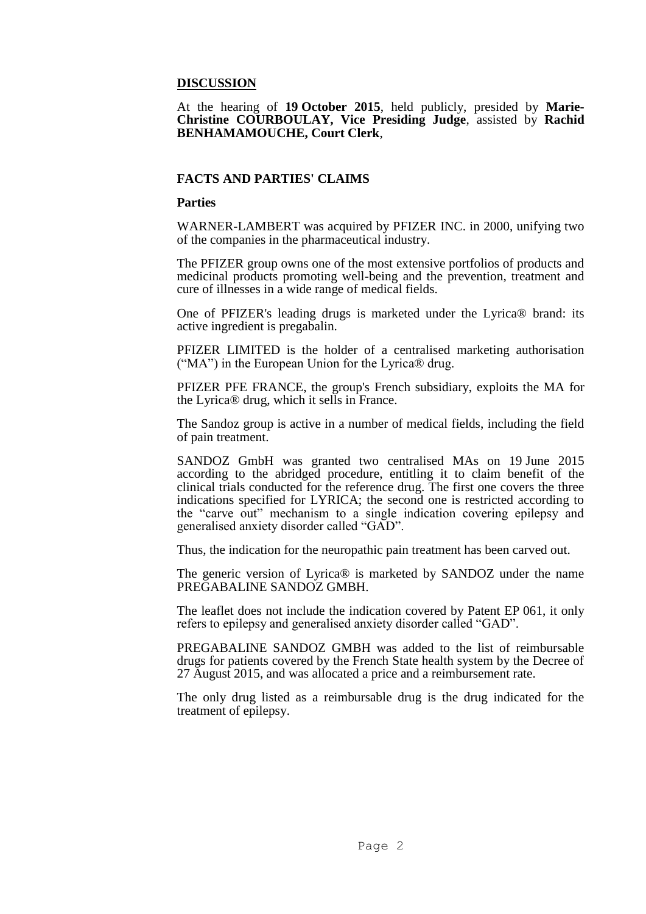## DISCUSSION

At the hearing of **19 October 2015**, held publicly, presided by **Marie-Christine COURBOULAY, Vice Presiding Judge**, assisted by **Rachid BENHAMAMOUCHE, Court Clerk**,

### FACTS AND PARTIES' CLAIMS

**Parties**

WARNER-LAMBERT was acquired by PFIZER INC. in 2000, unifying two of the companies in the pharmaceutical industry.

The PFIZER group owns one of the most extensive portfolios of products and medicinal products promoting well-being and the prevention, treatment and cure of illnesses in a wide range of medical fields.

One of PFIZER's leading drugs is marketed under the Lyrica® brand: its active ingredient is pregabalin.

PFIZER LIMITED is the holder of a centralised marketing authorisation ("MA") in the European Union for the Lyrica® drug.

PFIZER PFE FRANCE, the group's French subsidiary, exploits the MA for the Lyrica® drug, which it sells in France.

The Sandoz group is active in a number of medical fields, including the field of pain treatment.

SANDOZ GmbH was granted two centralised MAs on 19 June 2015 according to the abridged procedure, entitling it to claim benefit of the clinical trials conducted for the reference drug. The first one covers the three indications specified for LYRICA; the second one is restricted according to the "carve out" mechanism to a single indication covering epilepsy and generalised anxiety disorder called "GAD".

Thus, the indication for the neuropathic pain treatment has been carved out.

The generic version of Lyrica® is marketed by SANDOZ under the name PREGABALINE SANDOZ GMBH.

The leaflet does not include the indication covered by Patent EP 061, it only refers to epilepsy and generalised anxiety disorder called "GAD".

PREGABALINE SANDOZ GMBH was added to the list of reimbursable drugs for patients covered by the French State health system by the Decree of 27 August 2015, and was allocated a price and a reimbursement rate.

The only drug listed as a reimbursable drug is the drug indicated for the treatment of epilepsy.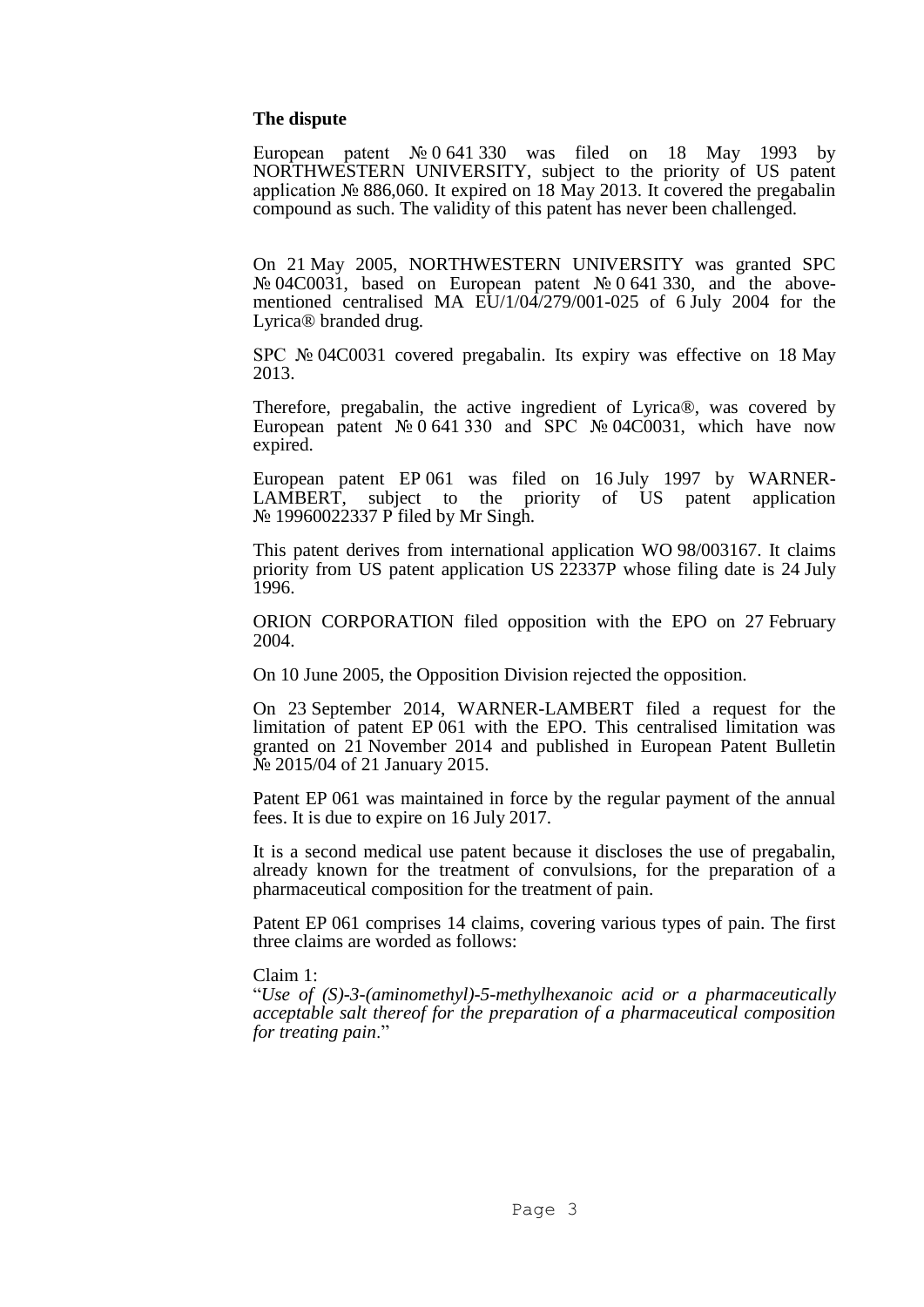**The dispute**

European patent № 0 641 330 was filed on 18 May 1993 by NORTHWESTERN UNIVERSITY, subject to the priority of US patent application № 886,060. It expired on 18 May 2013. It covered the pregabalin compound as such. The validity of this patent has never been challenged.

On 21 May 2005, NORTHWESTERN UNIVERSITY was granted SPC № 04C0031, based on European patent № 0 641 330, and the above-mentioned centralised MA EU/1/04/279/001-025 of 6 July 2004 for the Lyrica® branded drug.

SPC № 04C0031 covered pregabalin. Its expiry was effective on 18 May 2013.

Therefore, pregabalin, the active ingredient of Lyrica®, was covered by European patent № 0 641 330 and SPC № 04C0031, which have now expired.

European patent EP 061 was filed on 16 July 1997 by WARNER-LAMBERT, subject to the priority of US patent application № 19960022337 P filed by Mr Singh.

This patent derives from international application WO 98/003167. It claims priority from US patent application US 22337P whose filing date is 24 July 1996.

ORION CORPORATION filed opposition with the EPO on 27 February 2004.

On 10 June 2005, the Opposition Division rejected the opposition.

On 23 September 2014, WARNER-LAMBERT filed a request for the limitation of patent EP 061 with the EPO. This centralised limitation was granted on 21 November 2014 and published in European Patent Bulletin № 2015/04 of 21 January 2015.

Patent EP 061 was maintained in force by the regular payment of the annual fees. It is due to expire on 16 July 2017.

It is a second medical use patent because it discloses the use of pregabalin, already known for the treatment of convulsions, for the preparation of a pharmaceutical composition for the treatment of pain.

Patent EP 061 comprises 14 claims, covering various types of pain. The first three claims are worded as follows:

Claim 1:
"*Use of (S)-3-(aminomethyl)-5-methylhexanoic acid or a pharmaceutically acceptable salt thereof for the preparation of a pharmaceutical composition for treating pain*."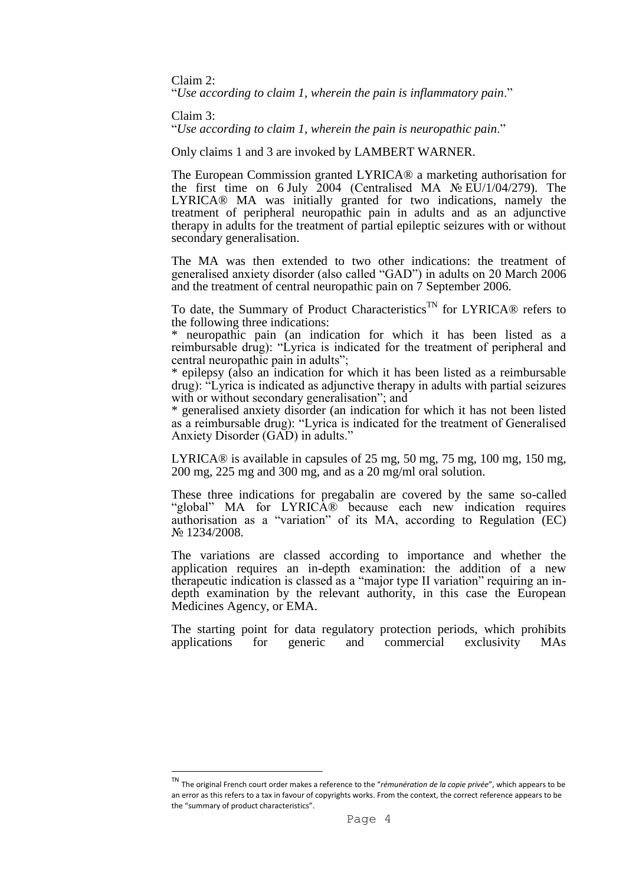Claim 2:
"*Use according to claim 1, wherein the pain is inflammatory pain*."

Claim 3:
"*Use according to claim 1, wherein the pain is neuropathic pain*."

Only claims 1 and 3 are invoked by LAMBERT WARNER.

The European Commission granted LYRICA® a marketing authorisation for the first time on 6 July 2004 (Centralised MA № EU/1/04/279). The LYRICA® MA was initially granted for two indications, namely the treatment of peripheral neuropathic pain in adults and as an adjunctive therapy in adults for the treatment of partial epileptic seizures with or without secondary generalisation.

The MA was then extended to two other indications: the treatment of generalised anxiety disorder (also called "GAD") in adults on 20 March 2006 and the treatment of central neuropathic pain on 7 September 2006.

To date, the Summary of Product Characteristics[TN] for LYRICA® refers to the following three indications:
* neuropathic pain (an indication for which it has been listed as a reimbursable drug): "Lyrica is indicated for the treatment of peripheral and central neuropathic pain in adults";
* epilepsy (also an indication for which it has been listed as a reimbursable drug): "Lyrica is indicated as adjunctive therapy in adults with partial seizures with or without secondary generalisation"; and
* generalised anxiety disorder (an indication for which it has not been listed as a reimbursable drug): "Lyrica is indicated for the treatment of Generalised Anxiety Disorder (GAD) in adults."

LYRICA® is available in capsules of 25 mg, 50 mg, 75 mg, 100 mg, 150 mg, 200 mg, 225 mg and 300 mg, and as a 20 mg/ml oral solution.

These three indications for pregabalin are covered by the same so-called "global" MA for LYRICA® because each new indication requires authorisation as a "variation" of its MA, according to Regulation (EC) № 1234/2008.

The variations are classed according to importance and whether the application requires an in-depth examination: the addition of a new therapeutic indication is classed as a "major type II variation" requiring an in-depth examination by the relevant authority, in this case the European Medicines Agency, or EMA.

The starting point for data regulatory protection periods, which prohibits applications for generic and commercial exclusivity MAs

[TN] The original French court order makes a reference to the "*rémunération de la copie privée*", which appears to be an error as this refers to a tax in favour of copyrights works. From the context, the correct reference appears to be the "summary of product characteristics".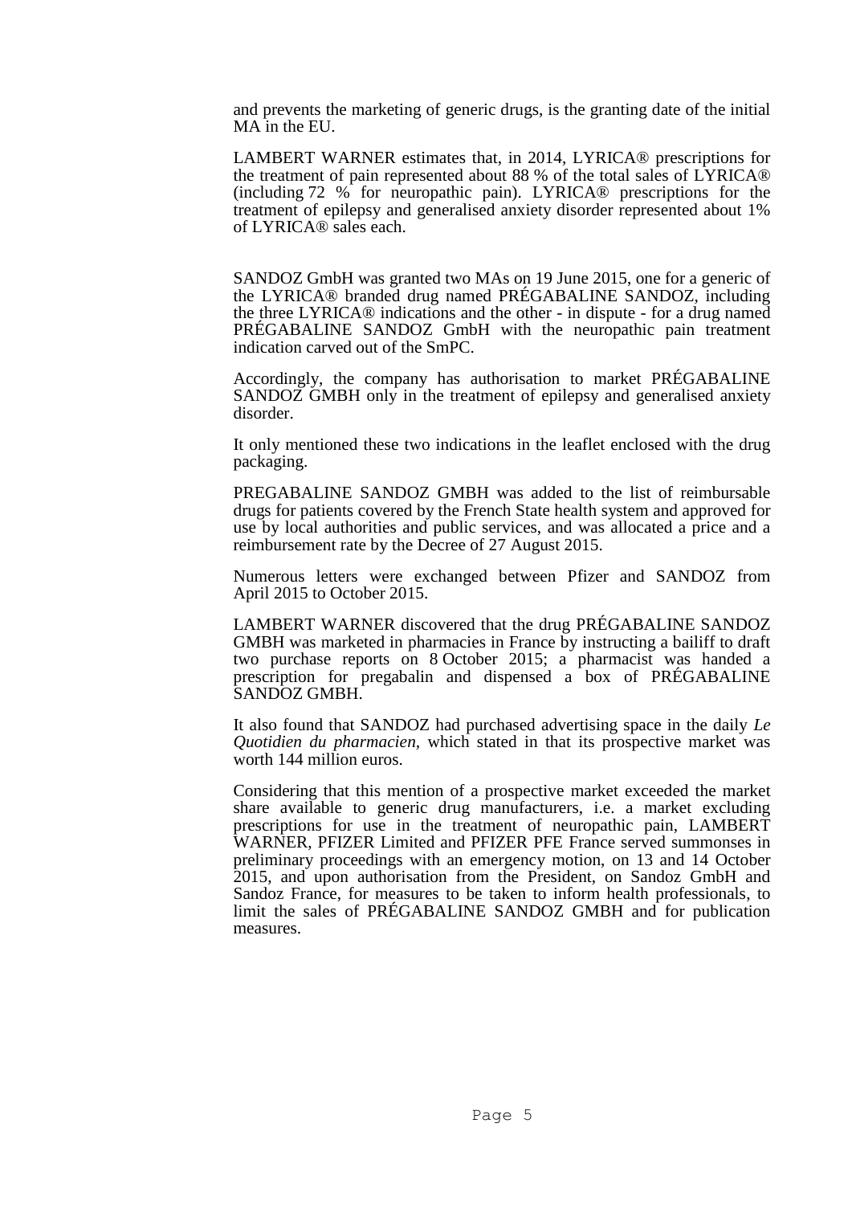and prevents the marketing of generic drugs, is the granting date of the initial MA in the EU.

LAMBERT WARNER estimates that, in 2014, LYRICA® prescriptions for the treatment of pain represented about 88 % of the total sales of LYRICA® (including 72 % for neuropathic pain). LYRICA® prescriptions for the treatment of epilepsy and generalised anxiety disorder represented about 1% of LYRICA® sales each.

SANDOZ GmbH was granted two MAs on 19 June 2015, one for a generic of the LYRICA® branded drug named PRÉGABALINE SANDOZ, including the three LYRICA® indications and the other - in dispute - for a drug named PRÉGABALINE SANDOZ GmbH with the neuropathic pain treatment indication carved out of the SmPC.

Accordingly, the company has authorisation to market PRÉGABALINE SANDOZ GMBH only in the treatment of epilepsy and generalised anxiety disorder.

It only mentioned these two indications in the leaflet enclosed with the drug packaging.

PREGABALINE SANDOZ GMBH was added to the list of reimbursable drugs for patients covered by the French State health system and approved for use by local authorities and public services, and was allocated a price and a reimbursement rate by the Decree of 27 August 2015.

Numerous letters were exchanged between Pfizer and SANDOZ from April 2015 to October 2015.

LAMBERT WARNER discovered that the drug PRÉGABALINE SANDOZ GMBH was marketed in pharmacies in France by instructing a bailiff to draft two purchase reports on 8 October 2015; a pharmacist was handed a prescription for pregabalin and dispensed a box of PRÉGABALINE SANDOZ GMBH.

It also found that SANDOZ had purchased advertising space in the daily *Le Quotidien du pharmacien,* which stated in that its prospective market was worth 144 million euros.

Considering that this mention of a prospective market exceeded the market share available to generic drug manufacturers, i.e. a market excluding prescriptions for use in the treatment of neuropathic pain, LAMBERT WARNER, PFIZER Limited and PFIZER PFE France served summonses in preliminary proceedings with an emergency motion, on 13 and 14 October 2015, and upon authorisation from the President, on Sandoz GmbH and Sandoz France, for measures to be taken to inform health professionals, to limit the sales of PRÉGABALINE SANDOZ GMBH and for publication measures.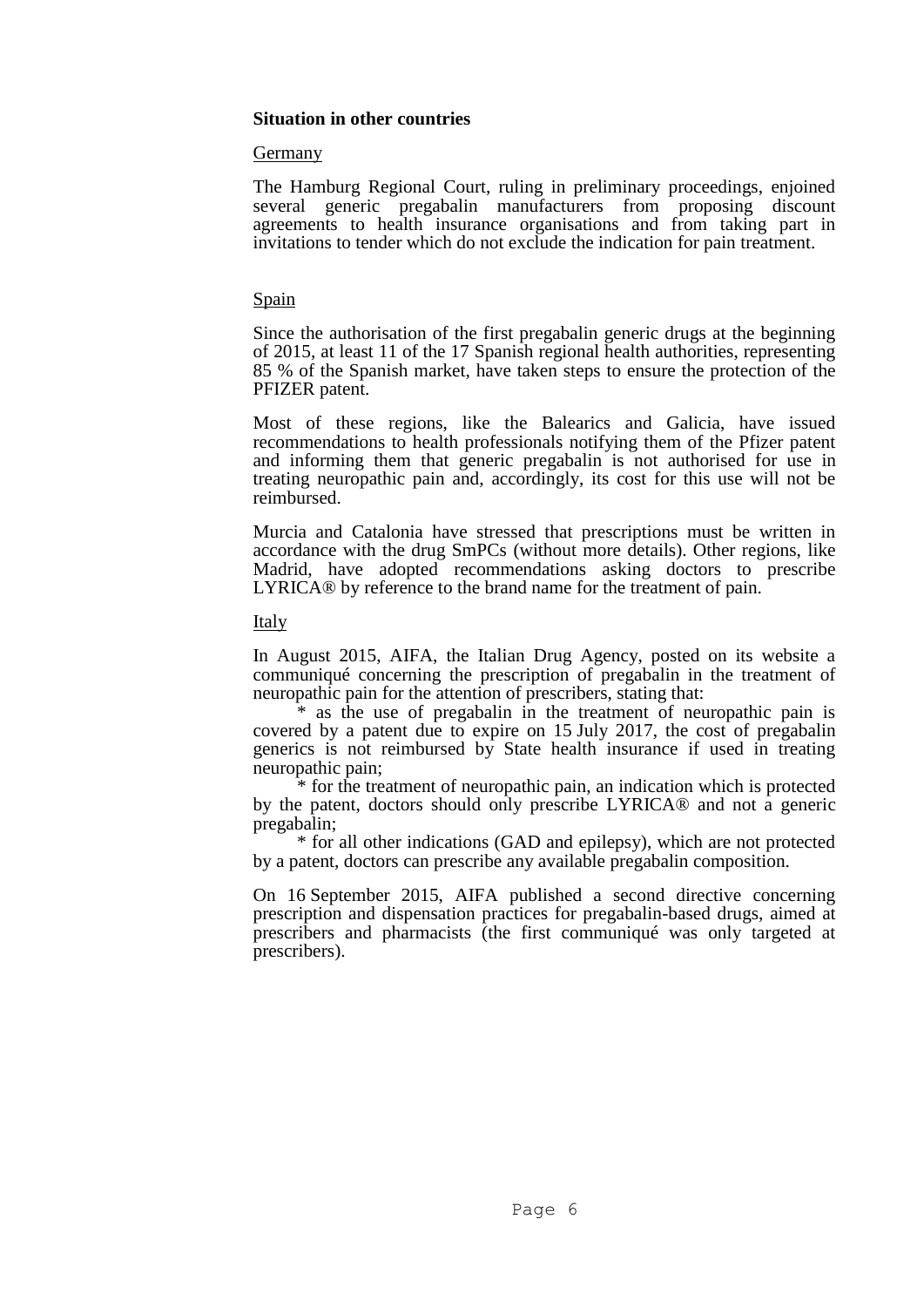**Situation in other countries**

Germany

The Hamburg Regional Court, ruling in preliminary proceedings, enjoined several generic pregabalin manufacturers from proposing discount agreements to health insurance organisations and from taking part in invitations to tender which do not exclude the indication for pain treatment.

Spain

Since the authorisation of the first pregabalin generic drugs at the beginning of 2015, at least 11 of the 17 Spanish regional health authorities, representing 85 % of the Spanish market, have taken steps to ensure the protection of the PFIZER patent.

Most of these regions, like the Balearics and Galicia, have issued recommendations to health professionals notifying them of the Pfizer patent and informing them that generic pregabalin is not authorised for use in treating neuropathic pain and, accordingly, its cost for this use will not be reimbursed.

Murcia and Catalonia have stressed that prescriptions must be written in accordance with the drug SmPCs (without more details). Other regions, like Madrid, have adopted recommendations asking doctors to prescribe LYRICA® by reference to the brand name for the treatment of pain.

Italy

In August 2015, AIFA, the Italian Drug Agency, posted on its website a communiqué concerning the prescription of pregabalin in the treatment of neuropathic pain for the attention of prescribers, stating that:

* as the use of pregabalin in the treatment of neuropathic pain is covered by a patent due to expire on 15 July 2017, the cost of pregabalin generics is not reimbursed by State health insurance if used in treating neuropathic pain;
* for the treatment of neuropathic pain, an indication which is protected by the patent, doctors should only prescribe LYRICA® and not a generic pregabalin;
* for all other indications (GAD and epilepsy), which are not protected by a patent, doctors can prescribe any available pregabalin composition.

On 16 September 2015, AIFA published a second directive concerning prescription and dispensation practices for pregabalin-based drugs, aimed at prescribers and pharmacists (the first communiqué was only targeted at prescribers).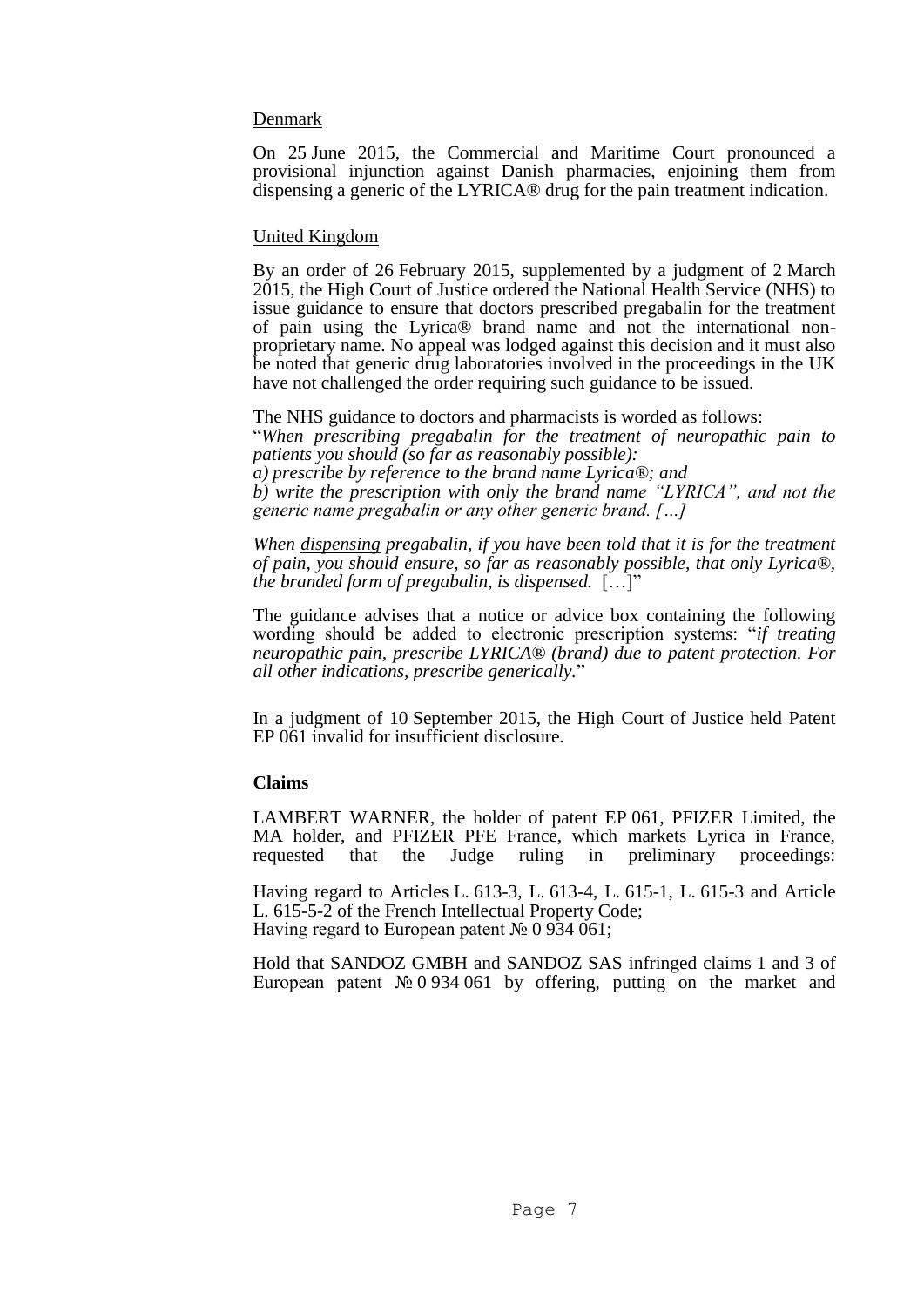Denmark

On 25 June 2015, the Commercial and Maritime Court pronounced a provisional injunction against Danish pharmacies, enjoining them from dispensing a generic of the LYRICA® drug for the pain treatment indication.

United Kingdom

By an order of 26 February 2015, supplemented by a judgment of 2 March 2015, the High Court of Justice ordered the National Health Service (NHS) to issue guidance to ensure that doctors prescribed pregabalin for the treatment of pain using the Lyrica® brand name and not the international non-proprietary name. No appeal was lodged against this decision and it must also be noted that generic drug laboratories involved in the proceedings in the UK have not challenged the order requiring such guidance to be issued.

The NHS guidance to doctors and pharmacists is worded as follows:
"*When prescribing pregabalin for the treatment of neuropathic pain to patients you should (so far as reasonably possible):*
*a) prescribe by reference to the brand name Lyrica®; and*
*b) write the prescription with only the brand name "LYRICA", and not the generic name pregabalin or any other generic brand. […]*

*When dispensing pregabalin, if you have been told that it is for the treatment of pain, you should ensure, so far as reasonably possible, that only Lyrica®, the branded form of pregabalin, is dispensed.* […]"

The guidance advises that a notice or advice box containing the following wording should be added to electronic prescription systems: "*if treating neuropathic pain, prescribe LYRICA® (brand) due to patent protection. For all other indications, prescribe generically.*"

In a judgment of 10 September 2015, the High Court of Justice held Patent EP 061 invalid for insufficient disclosure.

**Claims**

LAMBERT WARNER, the holder of patent EP 061, PFIZER Limited, the MA holder, and PFIZER PFE France, which markets Lyrica in France, requested that the Judge ruling in preliminary proceedings:

Having regard to Articles L. 613-3, L. 613-4, L. 615-1, L. 615-3 and Article L. 615-5-2 of the French Intellectual Property Code;
Having regard to European patent № 0 934 061;

Hold that SANDOZ GMBH and SANDOZ SAS infringed claims 1 and 3 of European patent № 0 934 061 by offering, putting on the market and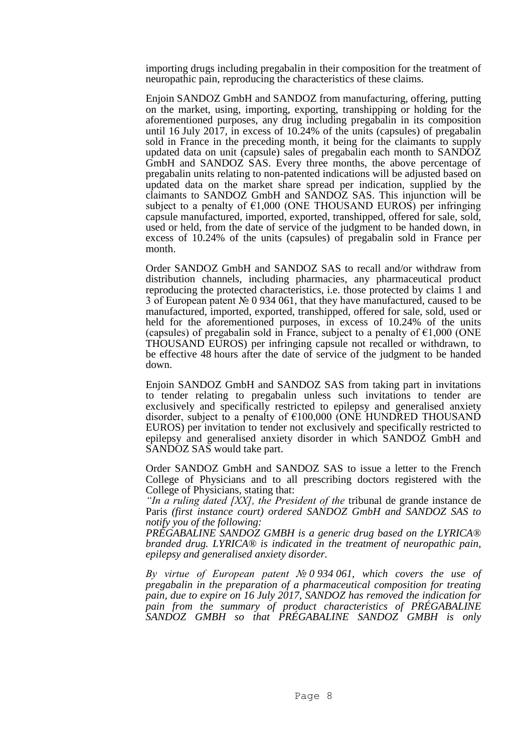importing drugs including pregabalin in their composition for the treatment of neuropathic pain, reproducing the characteristics of these claims.

Enjoin SANDOZ GmbH and SANDOZ from manufacturing, offering, putting on the market, using, importing, exporting, transhipping or holding for the aforementioned purposes, any drug including pregabalin in its composition until 16 July 2017, in excess of 10.24% of the units (capsules) of pregabalin sold in France in the preceding month, it being for the claimants to supply updated data on unit (capsule) sales of pregabalin each month to SANDOZ GmbH and SANDOZ SAS. Every three months, the above percentage of pregabalin units relating to non-patented indications will be adjusted based on updated data on the market share spread per indication, supplied by the claimants to SANDOZ GmbH and SANDOZ SAS. This injunction will be subject to a penalty of €1,000 (ONE THOUSAND EUROS) per infringing capsule manufactured, imported, exported, transhipped, offered for sale, sold, used or held, from the date of service of the judgment to be handed down, in excess of 10.24% of the units (capsules) of pregabalin sold in France per month.

Order SANDOZ GmbH and SANDOZ SAS to recall and/or withdraw from distribution channels, including pharmacies, any pharmaceutical product reproducing the protected characteristics, i.e. those protected by claims 1 and 3 of European patent № 0 934 061, that they have manufactured, caused to be manufactured, imported, exported, transhipped, offered for sale, sold, used or held for the aforementioned purposes, in excess of 10.24% of the units (capsules) of pregabalin sold in France, subject to a penalty of €1,000 (ONE THOUSAND EUROS) per infringing capsule not recalled or withdrawn, to be effective 48 hours after the date of service of the judgment to be handed down.

Enjoin SANDOZ GmbH and SANDOZ SAS from taking part in invitations to tender relating to pregabalin unless such invitations to tender are exclusively and specifically restricted to epilepsy and generalised anxiety disorder, subject to a penalty of €100,000 (ONE HUNDRED THOUSAND EUROS) per invitation to tender not exclusively and specifically restricted to epilepsy and generalised anxiety disorder in which SANDOZ GmbH and SANDOZ SAS would take part.

Order SANDOZ GmbH and SANDOZ SAS to issue a letter to the French College of Physicians and to all prescribing doctors registered with the College of Physicians, stating that:
*"In a ruling dated [XX], the President of the* tribunal de grande instance de Paris *(first instance court) ordered SANDOZ GmbH and SANDOZ SAS to notify you of the following:*
*PRÉGABALINE SANDOZ GMBH is a generic drug based on the LYRICA® branded drug. LYRICA® is indicated in the treatment of neuropathic pain, epilepsy and generalised anxiety disorder.*

*By virtue of European patent № 0 934 061, which covers the use of pregabalin in the preparation of a pharmaceutical composition for treating pain, due to expire on 16 July 2017, SANDOZ has removed the indication for pain from the summary of product characteristics of PRÉGABALINE SANDOZ GMBH so that PRÉGABALINE SANDOZ GMBH is only*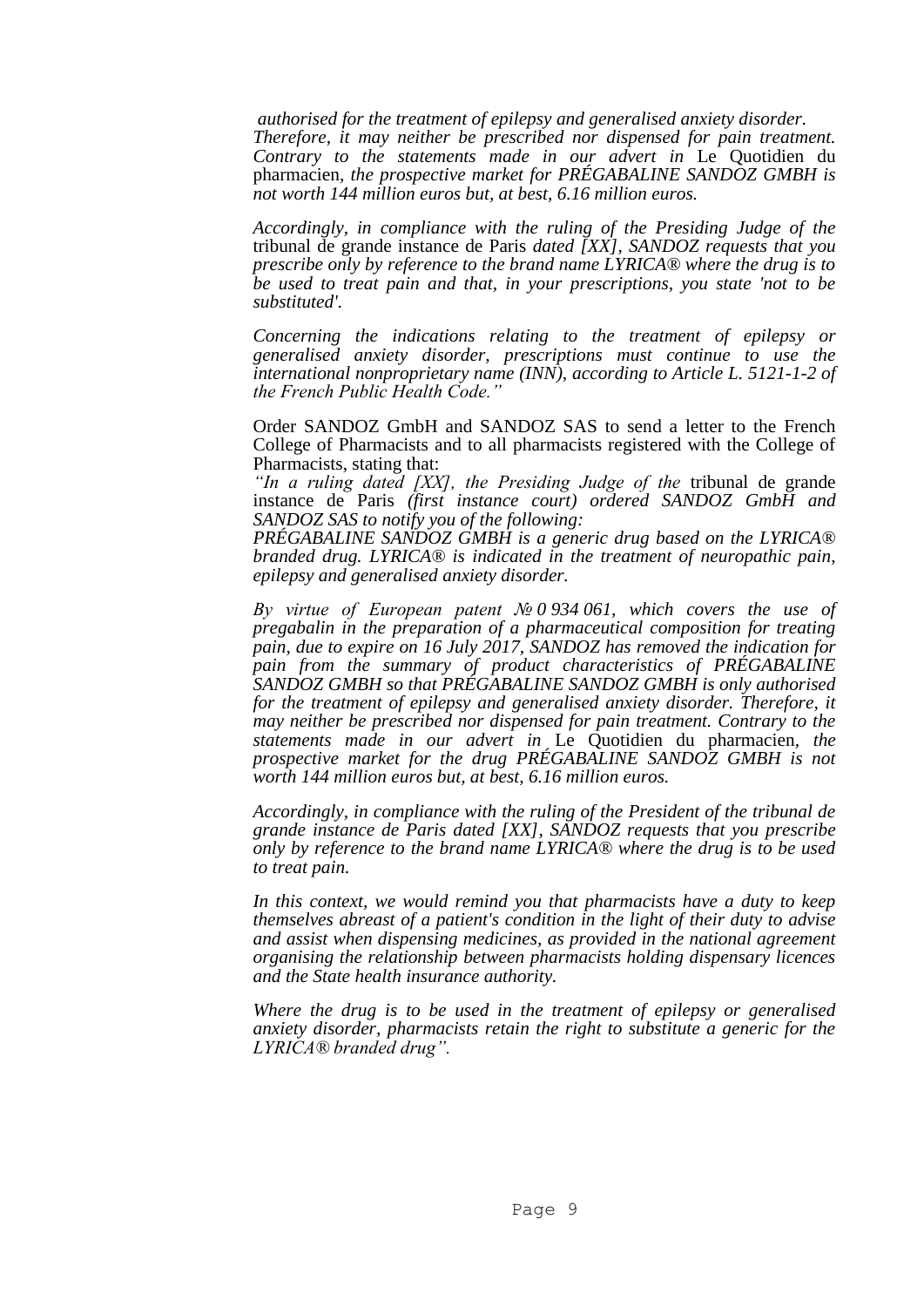*authorised for the treatment of epilepsy and generalised anxiety disorder. Therefore, it may neither be prescribed nor dispensed for pain treatment. Contrary to the statements made in our advert in* Le Quotidien du pharmacien*, the prospective market for PRÉGABALINE SANDOZ GMBH is not worth 144 million euros but, at best, 6.16 million euros.*

*Accordingly, in compliance with the ruling of the Presiding Judge of the* tribunal de grande instance de Paris *dated [XX], SANDOZ requests that you prescribe only by reference to the brand name LYRICA® where the drug is to be used to treat pain and that, in your prescriptions, you state 'not to be substituted'.*

*Concerning the indications relating to the treatment of epilepsy or generalised anxiety disorder, prescriptions must continue to use the international nonproprietary name (INN), according to Article L. 5121-1-2 of the French Public Health Code."*

Order SANDOZ GmbH and SANDOZ SAS to send a letter to the French College of Pharmacists and to all pharmacists registered with the College of Pharmacists, stating that:

*"In a ruling dated [XX], the Presiding Judge of the* tribunal de grande instance de Paris *(first instance court) ordered SANDOZ GmbH and SANDOZ SAS to notify you of the following:*

*PRÉGABALINE SANDOZ GMBH is a generic drug based on the LYRICA® branded drug. LYRICA® is indicated in the treatment of neuropathic pain, epilepsy and generalised anxiety disorder.*

*By virtue of European patent № 0 934 061, which covers the use of pregabalin in the preparation of a pharmaceutical composition for treating pain, due to expire on 16 July 2017, SANDOZ has removed the indication for pain from the summary of product characteristics of PRÉGABALINE SANDOZ GMBH so that PRÉGABALINE SANDOZ GMBH is only authorised for the treatment of epilepsy and generalised anxiety disorder. Therefore, it may neither be prescribed nor dispensed for pain treatment. Contrary to the statements made in our advert in* Le Quotidien du pharmacien*, the prospective market for the drug PRÉGABALINE SANDOZ GMBH is not worth 144 million euros but, at best, 6.16 million euros.*

*Accordingly, in compliance with the ruling of the President of the tribunal de grande instance de Paris dated [XX], SANDOZ requests that you prescribe only by reference to the brand name LYRICA® where the drug is to be used to treat pain.*

*In this context, we would remind you that pharmacists have a duty to keep themselves abreast of a patient's condition in the light of their duty to advise and assist when dispensing medicines, as provided in the national agreement organising the relationship between pharmacists holding dispensary licences and the State health insurance authority.*

*Where the drug is to be used in the treatment of epilepsy or generalised anxiety disorder, pharmacists retain the right to substitute a generic for the LYRICA® branded drug".*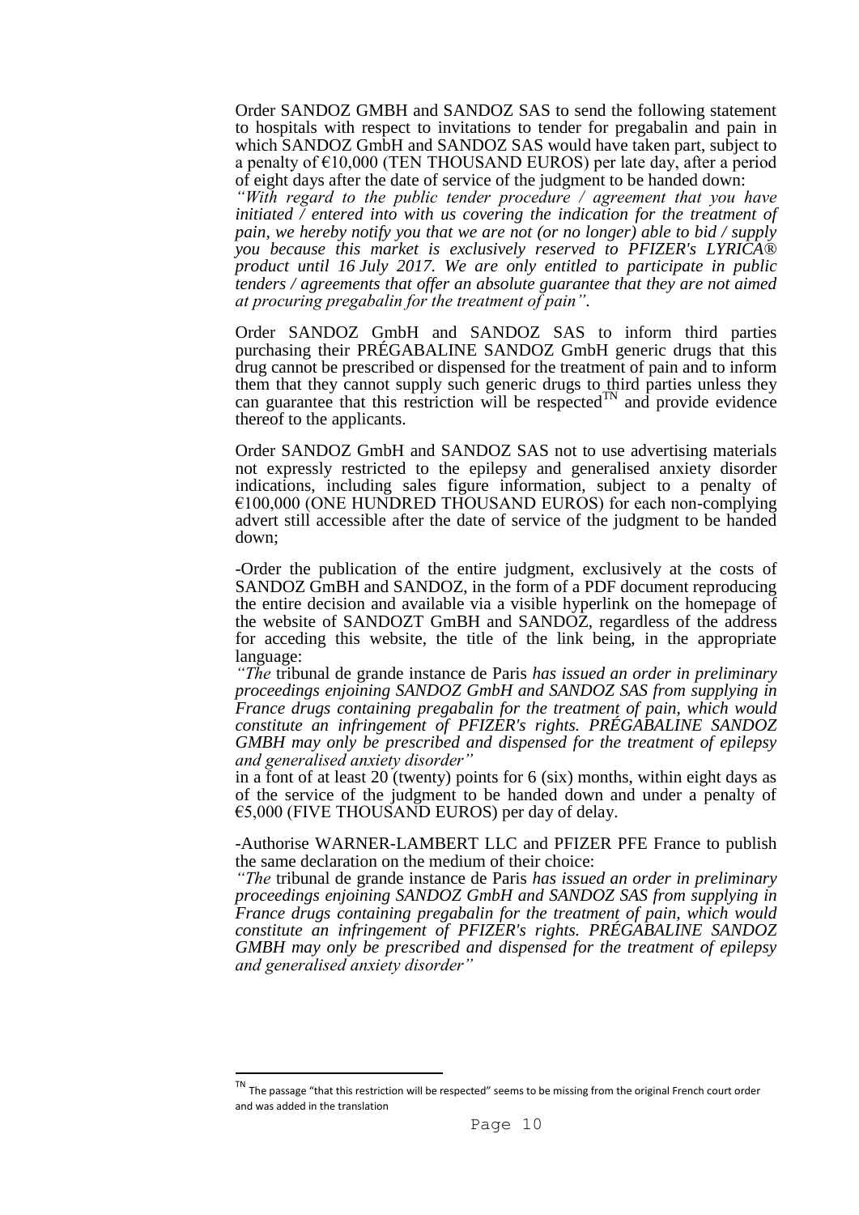Order SANDOZ GMBH and SANDOZ SAS to send the following statement to hospitals with respect to invitations to tender for pregabalin and pain in which SANDOZ GmbH and SANDOZ SAS would have taken part, subject to a penalty of €10,000 (TEN THOUSAND EUROS) per late day, after a period of eight days after the date of service of the judgment to be handed down:

*"With regard to the public tender procedure / agreement that you have initiated / entered into with us covering the indication for the treatment of pain, we hereby notify you that we are not (or no longer) able to bid / supply you because this market is exclusively reserved to PFIZER's LYRICA® product until 16 July 2017. We are only entitled to participate in public tenders / agreements that offer an absolute guarantee that they are not aimed at procuring pregabalin for the treatment of pain".*

Order SANDOZ GmbH and SANDOZ SAS to inform third parties purchasing their PRÉGABALINE SANDOZ GmbH generic drugs that this drug cannot be prescribed or dispensed for the treatment of pain and to inform them that they cannot supply such generic drugs to third parties unless they can guarantee that this restriction will be respected[TN] and provide evidence thereof to the applicants.

Order SANDOZ GmbH and SANDOZ SAS not to use advertising materials not expressly restricted to the epilepsy and generalised anxiety disorder indications, including sales figure information, subject to a penalty of €100,000 (ONE HUNDRED THOUSAND EUROS) for each non-complying advert still accessible after the date of service of the judgment to be handed down;

-Order the publication of the entire judgment, exclusively at the costs of SANDOZ GmBH and SANDOZ, in the form of a PDF document reproducing the entire decision and available via a visible hyperlink on the homepage of the website of SANDOZT GmBH and SANDOZ, regardless of the address for acceding this website, the title of the link being, in the appropriate language:

*"The* tribunal de grande instance de Paris *has issued an order in preliminary proceedings enjoining SANDOZ GmbH and SANDOZ SAS from supplying in France drugs containing pregabalin for the treatment of pain, which would constitute an infringement of PFIZER's rights. PRÉGABALINE SANDOZ GMBH may only be prescribed and dispensed for the treatment of epilepsy and generalised anxiety disorder"*

in a font of at least 20 (twenty) points for 6 (six) months, within eight days as of the service of the judgment to be handed down and under a penalty of €5,000 (FIVE THOUSAND EUROS) per day of delay.

-Authorise WARNER-LAMBERT LLC and PFIZER PFE France to publish the same declaration on the medium of their choice:

*"The* tribunal de grande instance de Paris *has issued an order in preliminary proceedings enjoining SANDOZ GmbH and SANDOZ SAS from supplying in France drugs containing pregabalin for the treatment of pain, which would constitute an infringement of PFIZER's rights. PRÉGABALINE SANDOZ GMBH may only be prescribed and dispensed for the treatment of epilepsy and generalised anxiety disorder"*

---

[TN] The passage "that this restriction will be respected" seems to be missing from the original French court order and was added in the translation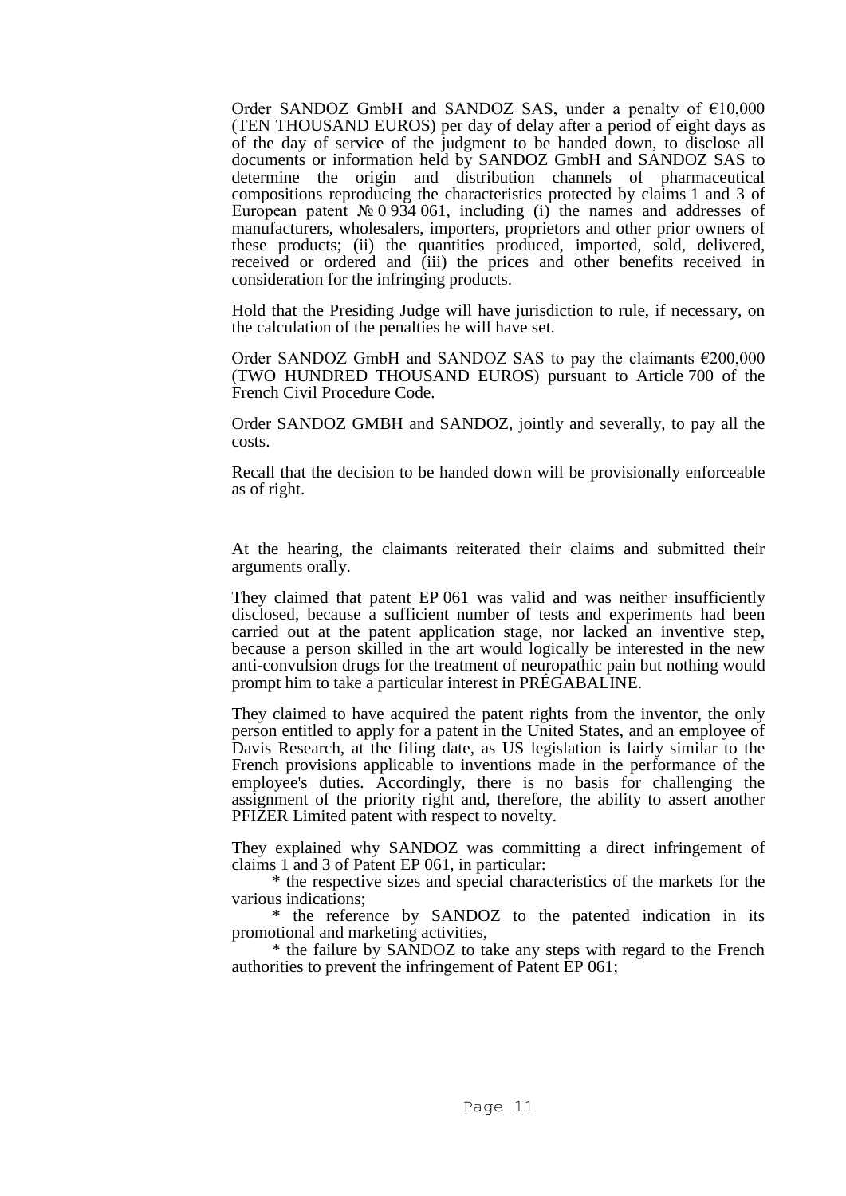Order SANDOZ GmbH and SANDOZ SAS, under a penalty of €10,000 (TEN THOUSAND EUROS) per day of delay after a period of eight days as of the day of service of the judgment to be handed down, to disclose all documents or information held by SANDOZ GmbH and SANDOZ SAS to determine the origin and distribution channels of pharmaceutical compositions reproducing the characteristics protected by claims 1 and 3 of European patent № 0 934 061, including (i) the names and addresses of manufacturers, wholesalers, importers, proprietors and other prior owners of these products; (ii) the quantities produced, imported, sold, delivered, received or ordered and (iii) the prices and other benefits received in consideration for the infringing products.

Hold that the Presiding Judge will have jurisdiction to rule, if necessary, on the calculation of the penalties he will have set.

Order SANDOZ GmbH and SANDOZ SAS to pay the claimants €200,000 (TWO HUNDRED THOUSAND EUROS) pursuant to Article 700 of the French Civil Procedure Code.

Order SANDOZ GMBH and SANDOZ, jointly and severally, to pay all the costs.

Recall that the decision to be handed down will be provisionally enforceable as of right.

At the hearing, the claimants reiterated their claims and submitted their arguments orally.

They claimed that patent EP 061 was valid and was neither insufficiently disclosed, because a sufficient number of tests and experiments had been carried out at the patent application stage, nor lacked an inventive step, because a person skilled in the art would logically be interested in the new anti-convulsion drugs for the treatment of neuropathic pain but nothing would prompt him to take a particular interest in PRÉGABALINE.

They claimed to have acquired the patent rights from the inventor, the only person entitled to apply for a patent in the United States, and an employee of Davis Research, at the filing date, as US legislation is fairly similar to the French provisions applicable to inventions made in the performance of the employee's duties. Accordingly, there is no basis for challenging the assignment of the priority right and, therefore, the ability to assert another PFIZER Limited patent with respect to novelty.

They explained why SANDOZ was committing a direct infringement of claims 1 and 3 of Patent EP 061, in particular:

\* the respective sizes and special characteristics of the markets for the various indications;

\* the reference by SANDOZ to the patented indication in its promotional and marketing activities,

\* the failure by SANDOZ to take any steps with regard to the French authorities to prevent the infringement of Patent EP 061;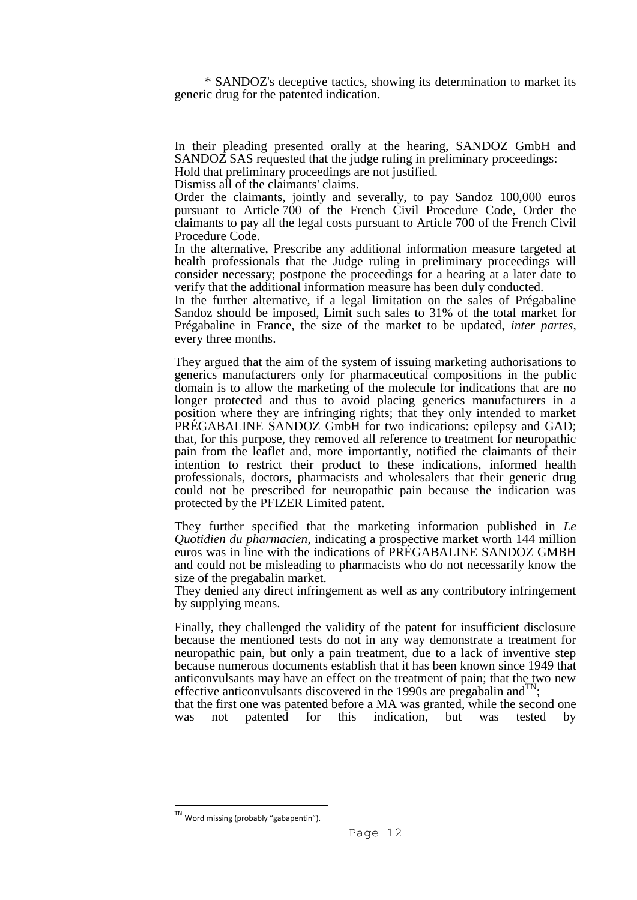\* SANDOZ's deceptive tactics, showing its determination to market its generic drug for the patented indication.

In their pleading presented orally at the hearing, SANDOZ GmbH and SANDOZ SAS requested that the judge ruling in preliminary proceedings:
Hold that preliminary proceedings are not justified.
Dismiss all of the claimants' claims.
Order the claimants, jointly and severally, to pay Sandoz 100,000 euros pursuant to Article 700 of the French Civil Procedure Code, Order the claimants to pay all the legal costs pursuant to Article 700 of the French Civil Procedure Code.
In the alternative, Prescribe any additional information measure targeted at health professionals that the Judge ruling in preliminary proceedings will consider necessary; postpone the proceedings for a hearing at a later date to verify that the additional information measure has been duly conducted.
In the further alternative, if a legal limitation on the sales of Prégabaline Sandoz should be imposed, Limit such sales to 31% of the total market for Prégabaline in France, the size of the market to be updated, *inter partes*, every three months.

They argued that the aim of the system of issuing marketing authorisations to generics manufacturers only for pharmaceutical compositions in the public domain is to allow the marketing of the molecule for indications that are no longer protected and thus to avoid placing generics manufacturers in a position where they are infringing rights; that they only intended to market PRÉGABALINE SANDOZ GmbH for two indications: epilepsy and GAD; that, for this purpose, they removed all reference to treatment for neuropathic pain from the leaflet and, more importantly, notified the claimants of their intention to restrict their product to these indications, informed health professionals, doctors, pharmacists and wholesalers that their generic drug could not be prescribed for neuropathic pain because the indication was protected by the PFIZER Limited patent.

They further specified that the marketing information published in *Le Quotidien du pharmacien*, indicating a prospective market worth 144 million euros was in line with the indications of PRÉGABALINE SANDOZ GMBH and could not be misleading to pharmacists who do not necessarily know the size of the pregabalin market.
They denied any direct infringement as well as any contributory infringement by supplying means.

Finally, they challenged the validity of the patent for insufficient disclosure because the mentioned tests do not in any way demonstrate a treatment for neuropathic pain, but only a pain treatment, due to a lack of inventive step because numerous documents establish that it has been known since 1949 that anticonvulsants may have an effect on the treatment of pain; that the two new effective anticonvulsants discovered in the 1990s are pregabalin and[TN];
that the first one was patented before a MA was granted, while the second one was not patented for this indication, but was tested by

[TN] Word missing (probably "gabapentin").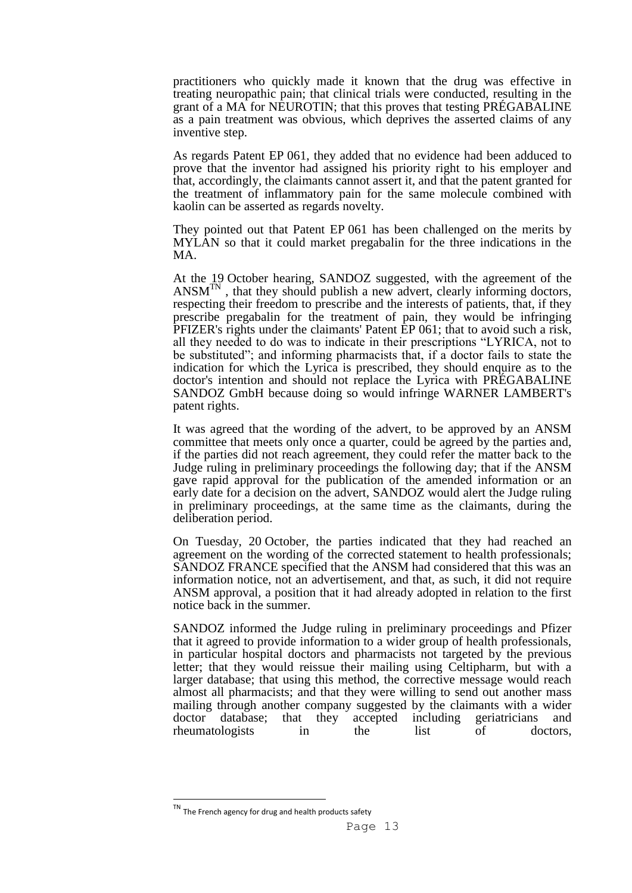practitioners who quickly made it known that the drug was effective in treating neuropathic pain; that clinical trials were conducted, resulting in the grant of a MA for NEUROTIN; that this proves that testing PRÉGABALINE as a pain treatment was obvious, which deprives the asserted claims of any inventive step.

As regards Patent EP 061, they added that no evidence had been adduced to prove that the inventor had assigned his priority right to his employer and that, accordingly, the claimants cannot assert it, and that the patent granted for the treatment of inflammatory pain for the same molecule combined with kaolin can be asserted as regards novelty.

They pointed out that Patent EP 061 has been challenged on the merits by MYLAN so that it could market pregabalin for the three indications in the MA.

At the 19 October hearing, SANDOZ suggested, with the agreement of the ANSM[TN], that they should publish a new advert, clearly informing doctors, respecting their freedom to prescribe and the interests of patients, that, if they prescribe pregabalin for the treatment of pain, they would be infringing PFIZER's rights under the claimants' Patent EP 061; that to avoid such a risk, all they needed to do was to indicate in their prescriptions "LYRICA, not to be substituted"; and informing pharmacists that, if a doctor fails to state the indication for which the Lyrica is prescribed, they should enquire as to the doctor's intention and should not replace the Lyrica with PRÉGABALINE SANDOZ GmbH because doing so would infringe WARNER LAMBERT's patent rights.

It was agreed that the wording of the advert, to be approved by an ANSM committee that meets only once a quarter, could be agreed by the parties and, if the parties did not reach agreement, they could refer the matter back to the Judge ruling in preliminary proceedings the following day; that if the ANSM gave rapid approval for the publication of the amended information or an early date for a decision on the advert, SANDOZ would alert the Judge ruling in preliminary proceedings, at the same time as the claimants, during the deliberation period.

On Tuesday, 20 October, the parties indicated that they had reached an agreement on the wording of the corrected statement to health professionals; SANDOZ FRANCE specified that the ANSM had considered that this was an information notice, not an advertisement, and that, as such, it did not require ANSM approval, a position that it had already adopted in relation to the first notice back in the summer.

SANDOZ informed the Judge ruling in preliminary proceedings and Pfizer that it agreed to provide information to a wider group of health professionals, in particular hospital doctors and pharmacists not targeted by the previous letter; that they would reissue their mailing using Celtipharm, but with a larger database; that using this method, the corrective message would reach almost all pharmacists; and that they were willing to send out another mass mailing through another company suggested by the claimants with a wider doctor database; that they accepted including geriatricians and rheumatologists in the list of doctors,

---

[TN] The French agency for drug and health products safety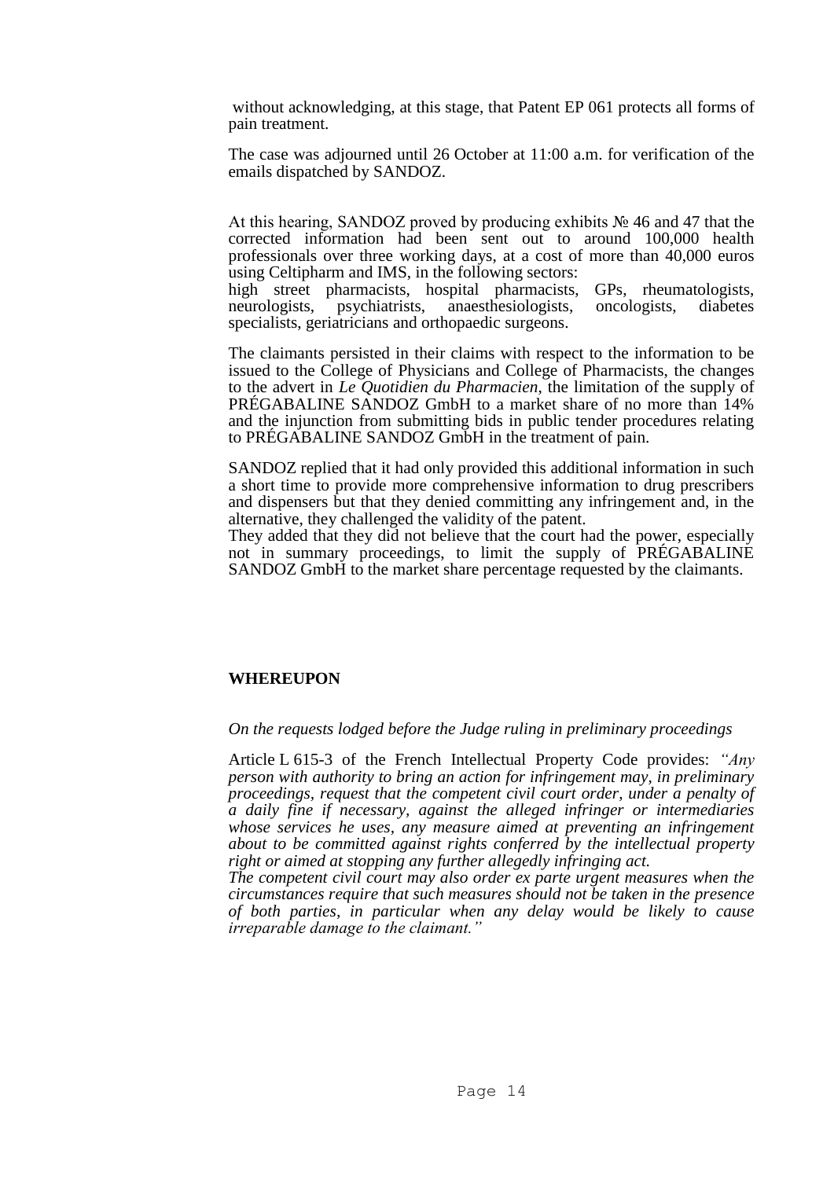without acknowledging, at this stage, that Patent EP 061 protects all forms of pain treatment.

The case was adjourned until 26 October at 11:00 a.m. for verification of the emails dispatched by SANDOZ.

At this hearing, SANDOZ proved by producing exhibits № 46 and 47 that the corrected information had been sent out to around 100,000 health professionals over three working days, at a cost of more than 40,000 euros using Celtipharm and IMS, in the following sectors:
high street pharmacists, hospital pharmacists, GPs, rheumatologists, neurologists, psychiatrists, anaesthesiologists, oncologists, diabetes specialists, geriatricians and orthopaedic surgeons.

The claimants persisted in their claims with respect to the information to be issued to the College of Physicians and College of Pharmacists, the changes to the advert in *Le Quotidien du Pharmacien*, the limitation of the supply of PRÉGABALINE SANDOZ GmbH to a market share of no more than 14% and the injunction from submitting bids in public tender procedures relating to PRÉGABALINE SANDOZ GmbH in the treatment of pain.

SANDOZ replied that it had only provided this additional information in such a short time to provide more comprehensive information to drug prescribers and dispensers but that they denied committing any infringement and, in the alternative, they challenged the validity of the patent.
They added that they did not believe that the court had the power, especially not in summary proceedings, to limit the supply of PRÉGABALINE SANDOZ GmbH to the market share percentage requested by the claimants.

**WHEREUPON**

*On the requests lodged before the Judge ruling in preliminary proceedings*

Article L 615-3 of the French Intellectual Property Code provides: *"Any person with authority to bring an action for infringement may, in preliminary proceedings, request that the competent civil court order, under a penalty of a daily fine if necessary, against the alleged infringer or intermediaries whose services he uses, any measure aimed at preventing an infringement about to be committed against rights conferred by the intellectual property right or aimed at stopping any further allegedly infringing act.*
*The competent civil court may also order ex parte urgent measures when the circumstances require that such measures should not be taken in the presence of both parties, in particular when any delay would be likely to cause irreparable damage to the claimant."*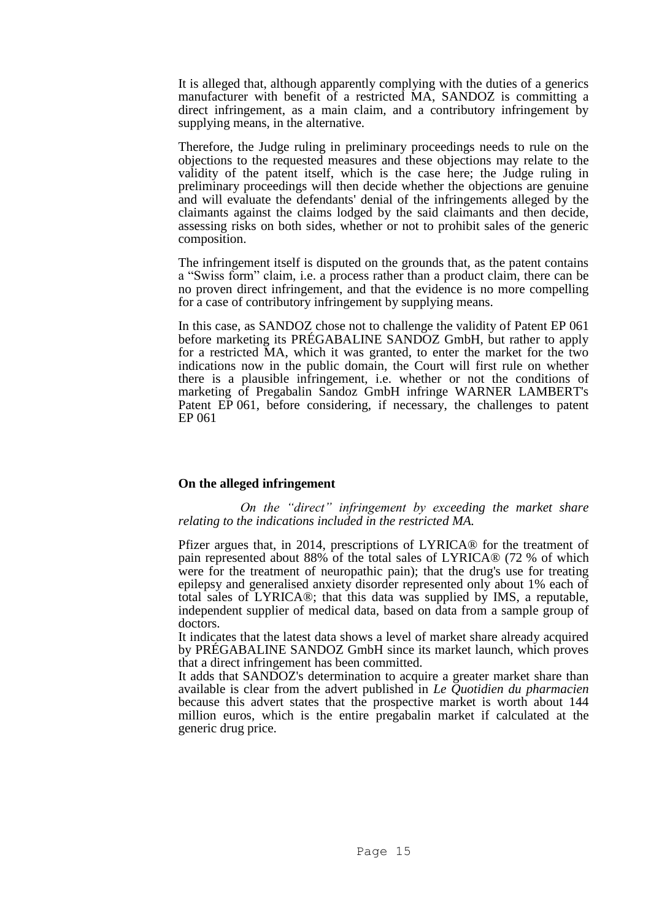It is alleged that, although apparently complying with the duties of a generics manufacturer with benefit of a restricted MA, SANDOZ is committing a direct infringement, as a main claim, and a contributory infringement by supplying means, in the alternative.

Therefore, the Judge ruling in preliminary proceedings needs to rule on the objections to the requested measures and these objections may relate to the validity of the patent itself, which is the case here; the Judge ruling in preliminary proceedings will then decide whether the objections are genuine and will evaluate the defendants' denial of the infringements alleged by the claimants against the claims lodged by the said claimants and then decide, assessing risks on both sides, whether or not to prohibit sales of the generic composition.

The infringement itself is disputed on the grounds that, as the patent contains a "Swiss form" claim, i.e. a process rather than a product claim, there can be no proven direct infringement, and that the evidence is no more compelling for a case of contributory infringement by supplying means.

In this case, as SANDOZ chose not to challenge the validity of Patent EP 061 before marketing its PRÉGABALINE SANDOZ GmbH, but rather to apply for a restricted MA, which it was granted, to enter the market for the two indications now in the public domain, the Court will first rule on whether there is a plausible infringement, i.e. whether or not the conditions of marketing of Pregabalin Sandoz GmbH infringe WARNER LAMBERT's Patent EP 061, before considering, if necessary, the challenges to patent EP 061

**On the alleged infringement**

*On the "direct" infringement by exceeding the market share relating to the indications included in the restricted MA.*

Pfizer argues that, in 2014, prescriptions of LYRICA® for the treatment of pain represented about 88% of the total sales of LYRICA® (72 % of which were for the treatment of neuropathic pain); that the drug's use for treating epilepsy and generalised anxiety disorder represented only about 1% each of total sales of LYRICA®; that this data was supplied by IMS, a reputable, independent supplier of medical data, based on data from a sample group of doctors.

It indicates that the latest data shows a level of market share already acquired by PRÉGABALINE SANDOZ GmbH since its market launch, which proves that a direct infringement has been committed.

It adds that SANDOZ's determination to acquire a greater market share than available is clear from the advert published in *Le Quotidien du pharmacien* because this advert states that the prospective market is worth about 144 million euros, which is the entire pregabalin market if calculated at the generic drug price.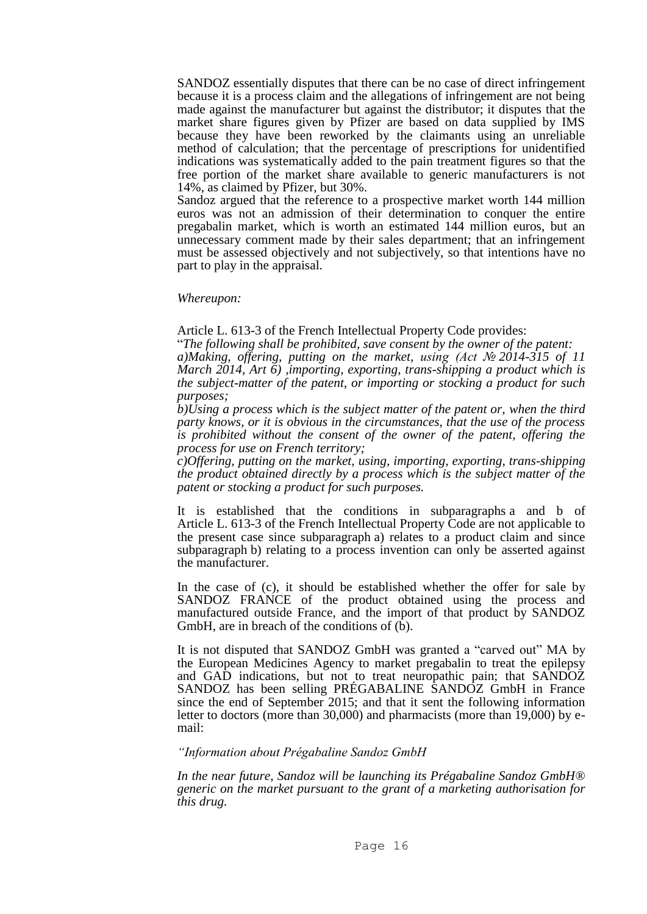SANDOZ essentially disputes that there can be no case of direct infringement because it is a process claim and the allegations of infringement are not being made against the manufacturer but against the distributor; it disputes that the market share figures given by Pfizer are based on data supplied by IMS because they have been reworked by the claimants using an unreliable method of calculation; that the percentage of prescriptions for unidentified indications was systematically added to the pain treatment figures so that the free portion of the market share available to generic manufacturers is not 14%, as claimed by Pfizer, but 30%.

Sandoz argued that the reference to a prospective market worth 144 million euros was not an admission of their determination to conquer the entire pregabalin market, which is worth an estimated 144 million euros, but an unnecessary comment made by their sales department; that an infringement must be assessed objectively and not subjectively, so that intentions have no part to play in the appraisal.

*Whereupon:*

Article L. 613-3 of the French Intellectual Property Code provides:

"*The following shall be prohibited, save consent by the owner of the patent:*

*a)Making, offering, putting on the market, using (Act № 2014-315 of 11 March 2014, Art 6) ,importing, exporting, trans-shipping a product which is the subject-matter of the patent, or importing or stocking a product for such purposes;*

*b)Using a process which is the subject matter of the patent or, when the third party knows, or it is obvious in the circumstances, that the use of the process is prohibited without the consent of the owner of the patent, offering the process for use on French territory;*

*c)Offering, putting on the market, using, importing, exporting, trans-shipping the product obtained directly by a process which is the subject matter of the patent or stocking a product for such purposes.*

It is established that the conditions in subparagraphs a and b of Article L. 613-3 of the French Intellectual Property Code are not applicable to the present case since subparagraph a) relates to a product claim and since subparagraph b) relating to a process invention can only be asserted against the manufacturer.

In the case of (c), it should be established whether the offer for sale by SANDOZ FRANCE of the product obtained using the process and manufactured outside France, and the import of that product by SANDOZ GmbH, are in breach of the conditions of (b).

It is not disputed that SANDOZ GmbH was granted a "carved out" MA by the European Medicines Agency to market pregabalin to treat the epilepsy and GAD indications, but not to treat neuropathic pain; that SANDOZ SANDOZ has been selling PRÉGABALINE SANDOZ GmbH in France since the end of September 2015; and that it sent the following information letter to doctors (more than 30,000) and pharmacists (more than 19,000) by e-mail:

*"Information about Prégabaline Sandoz GmbH*

*In the near future, Sandoz will be launching its Prégabaline Sandoz GmbH® generic on the market pursuant to the grant of a marketing authorisation for this drug.*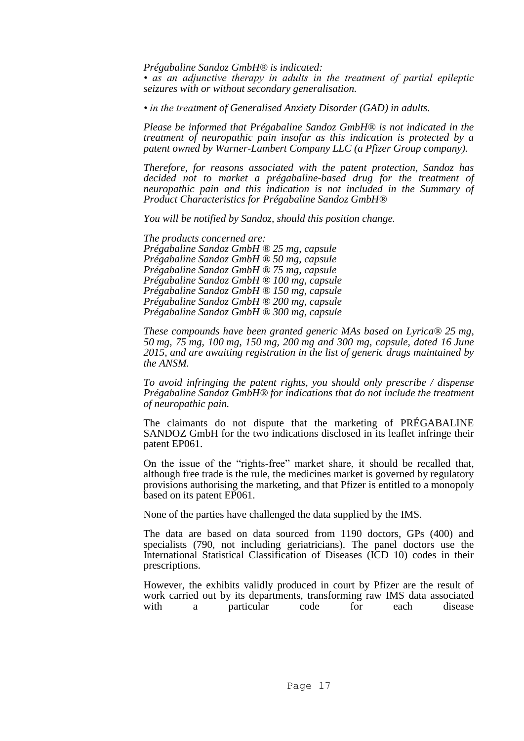*Prégabaline Sandoz GmbH® is indicated:*
*• as an adjunctive therapy in adults in the treatment of partial epileptic seizures with or without secondary generalisation.*

*• in the treatment of Generalised Anxiety Disorder (GAD) in adults.*

*Please be informed that Prégabaline Sandoz GmbH® is not indicated in the treatment of neuropathic pain insofar as this indication is protected by a patent owned by Warner-Lambert Company LLC (a Pfizer Group company).*

*Therefore, for reasons associated with the patent protection, Sandoz has decided not to market a prégabaline-based drug for the treatment of neuropathic pain and this indication is not included in the Summary of Product Characteristics for Prégabaline Sandoz GmbH®*

*You will be notified by Sandoz, should this position change.*

*The products concerned are:*
*Prégabaline Sandoz GmbH ® 25 mg, capsule*
*Prégabaline Sandoz GmbH ® 50 mg, capsule*
*Prégabaline Sandoz GmbH ® 75 mg, capsule*
*Prégabaline Sandoz GmbH ® 100 mg, capsule*
*Prégabaline Sandoz GmbH ® 150 mg, capsule*
*Prégabaline Sandoz GmbH ® 200 mg, capsule*
*Prégabaline Sandoz GmbH ® 300 mg, capsule*

*These compounds have been granted generic MAs based on Lyrica® 25 mg, 50 mg, 75 mg, 100 mg, 150 mg, 200 mg and 300 mg, capsule, dated 16 June 2015, and are awaiting registration in the list of generic drugs maintained by the ANSM.*

*To avoid infringing the patent rights, you should only prescribe / dispense Prégabaline Sandoz GmbH® for indications that do not include the treatment of neuropathic pain.*

The claimants do not dispute that the marketing of PRÉGABALINE SANDOZ GmbH for the two indications disclosed in its leaflet infringe their patent EP061.

On the issue of the "rights-free" market share, it should be recalled that, although free trade is the rule, the medicines market is governed by regulatory provisions authorising the marketing, and that Pfizer is entitled to a monopoly based on its patent EP061.

None of the parties have challenged the data supplied by the IMS.

The data are based on data sourced from 1190 doctors, GPs (400) and specialists (790, not including geriatricians). The panel doctors use the International Statistical Classification of Diseases (ICD 10) codes in their prescriptions.

However, the exhibits validly produced in court by Pfizer are the result of work carried out by its departments, transforming raw IMS data associated with a particular code for each disease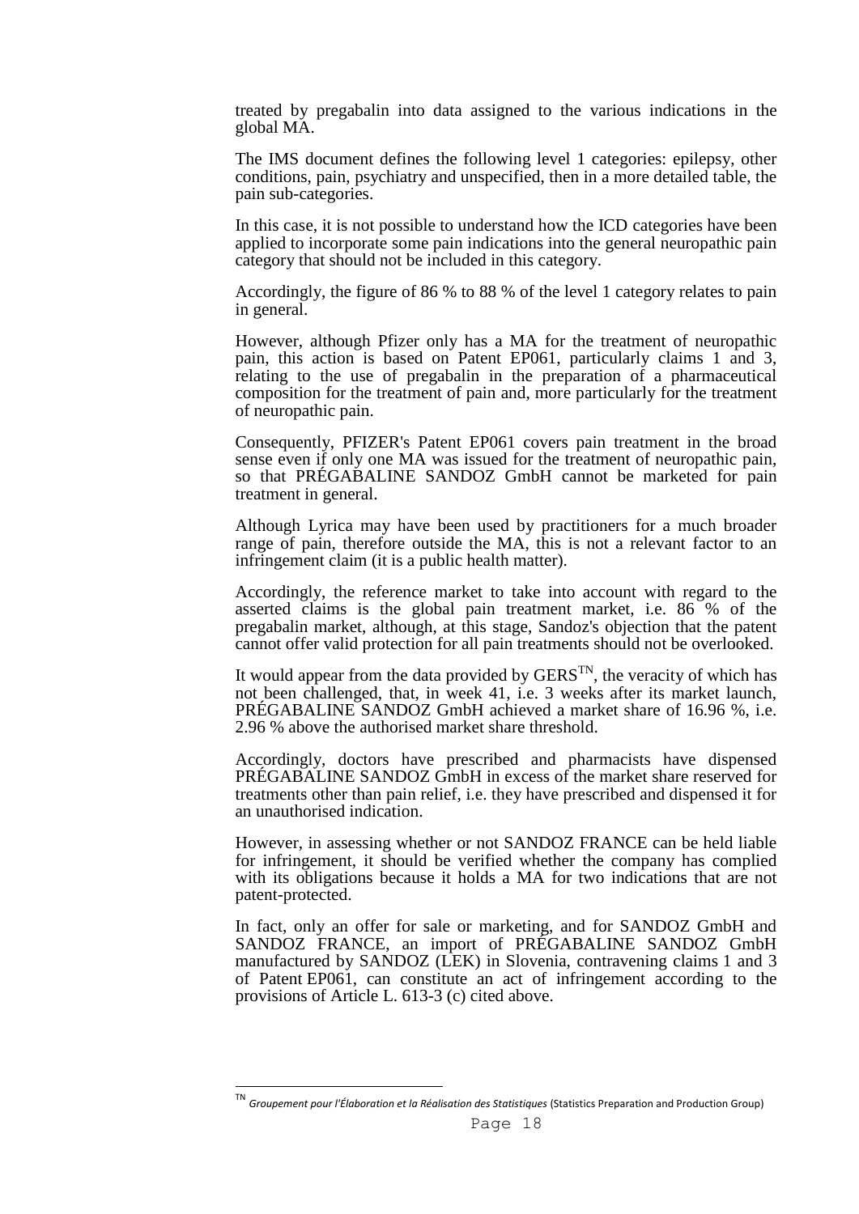treated by pregabalin into data assigned to the various indications in the global MA.

The IMS document defines the following level 1 categories: epilepsy, other conditions, pain, psychiatry and unspecified, then in a more detailed table, the pain sub-categories.

In this case, it is not possible to understand how the ICD categories have been applied to incorporate some pain indications into the general neuropathic pain category that should not be included in this category.

Accordingly, the figure of 86 % to 88 % of the level 1 category relates to pain in general.

However, although Pfizer only has a MA for the treatment of neuropathic pain, this action is based on Patent EP061, particularly claims 1 and 3, relating to the use of pregabalin in the preparation of a pharmaceutical composition for the treatment of pain and, more particularly for the treatment of neuropathic pain.

Consequently, PFIZER's Patent EP061 covers pain treatment in the broad sense even if only one MA was issued for the treatment of neuropathic pain, so that PRÉGABALINE SANDOZ GmbH cannot be marketed for pain treatment in general.

Although Lyrica may have been used by practitioners for a much broader range of pain, therefore outside the MA, this is not a relevant factor to an infringement claim (it is a public health matter).

Accordingly, the reference market to take into account with regard to the asserted claims is the global pain treatment market, i.e. 86 % of the pregabalin market, although, at this stage, Sandoz's objection that the patent cannot offer valid protection for all pain treatments should not be overlooked.

It would appear from the data provided by GERS[TN], the veracity of which has not been challenged, that, in week 41, i.e. 3 weeks after its market launch, PRÉGABALINE SANDOZ GmbH achieved a market share of 16.96 %, i.e. 2.96 % above the authorised market share threshold.

Accordingly, doctors have prescribed and pharmacists have dispensed PRÉGABALINE SANDOZ GmbH in excess of the market share reserved for treatments other than pain relief, i.e. they have prescribed and dispensed it for an unauthorised indication.

However, in assessing whether or not SANDOZ FRANCE can be held liable for infringement, it should be verified whether the company has complied with its obligations because it holds a MA for two indications that are not patent-protected.

In fact, only an offer for sale or marketing, and for SANDOZ GmbH and SANDOZ FRANCE, an import of PRÉGABALINE SANDOZ GmbH manufactured by SANDOZ (LEK) in Slovenia, contravening claims 1 and 3 of Patent EP061, can constitute an act of infringement according to the provisions of Article L. 613-3 (c) cited above.

---

[TN] *Groupement pour l'Élaboration et la Réalisation des Statistiques* (Statistics Preparation and Production Group)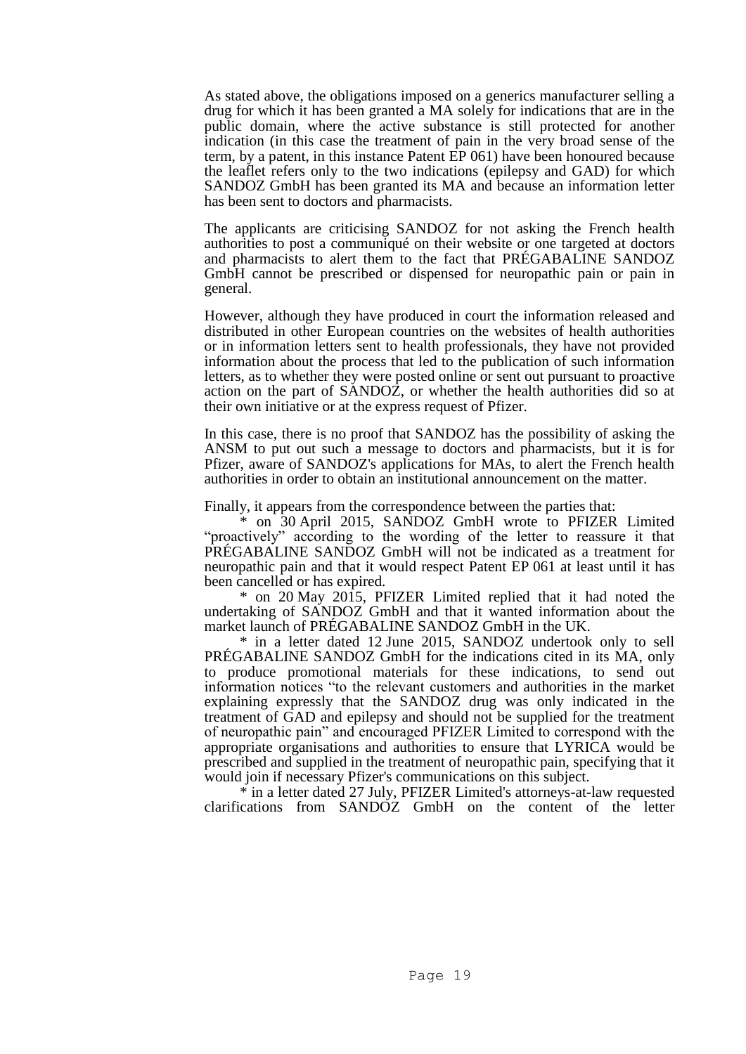As stated above, the obligations imposed on a generics manufacturer selling a drug for which it has been granted a MA solely for indications that are in the public domain, where the active substance is still protected for another indication (in this case the treatment of pain in the very broad sense of the term, by a patent, in this instance Patent EP 061) have been honoured because the leaflet refers only to the two indications (epilepsy and GAD) for which SANDOZ GmbH has been granted its MA and because an information letter has been sent to doctors and pharmacists.

The applicants are criticising SANDOZ for not asking the French health authorities to post a communiqué on their website or one targeted at doctors and pharmacists to alert them to the fact that PRÉGABALINE SANDOZ GmbH cannot be prescribed or dispensed for neuropathic pain or pain in general.

However, although they have produced in court the information released and distributed in other European countries on the websites of health authorities or in information letters sent to health professionals, they have not provided information about the process that led to the publication of such information letters, as to whether they were posted online or sent out pursuant to proactive action on the part of SANDOZ, or whether the health authorities did so at their own initiative or at the express request of Pfizer.

In this case, there is no proof that SANDOZ has the possibility of asking the ANSM to put out such a message to doctors and pharmacists, but it is for Pfizer, aware of SANDOZ's applications for MAs, to alert the French health authorities in order to obtain an institutional announcement on the matter.

Finally, it appears from the correspondence between the parties that:

\* on 30 April 2015, SANDOZ GmbH wrote to PFIZER Limited "proactively" according to the wording of the letter to reassure it that PRÉGABALINE SANDOZ GmbH will not be indicated as a treatment for neuropathic pain and that it would respect Patent EP 061 at least until it has been cancelled or has expired.

\* on 20 May 2015, PFIZER Limited replied that it had noted the undertaking of SANDOZ GmbH and that it wanted information about the market launch of PRÉGABALINE SANDOZ GmbH in the UK.

\* in a letter dated 12 June 2015, SANDOZ undertook only to sell PRÉGABALINE SANDOZ GmbH for the indications cited in its MA, only to produce promotional materials for these indications, to send out information notices "to the relevant customers and authorities in the market explaining expressly that the SANDOZ drug was only indicated in the treatment of GAD and epilepsy and should not be supplied for the treatment of neuropathic pain" and encouraged PFIZER Limited to correspond with the appropriate organisations and authorities to ensure that LYRICA would be prescribed and supplied in the treatment of neuropathic pain, specifying that it would join if necessary Pfizer's communications on this subject.

\* in a letter dated 27 July, PFIZER Limited's attorneys-at-law requested clarifications from SANDOZ GmbH on the content of the letter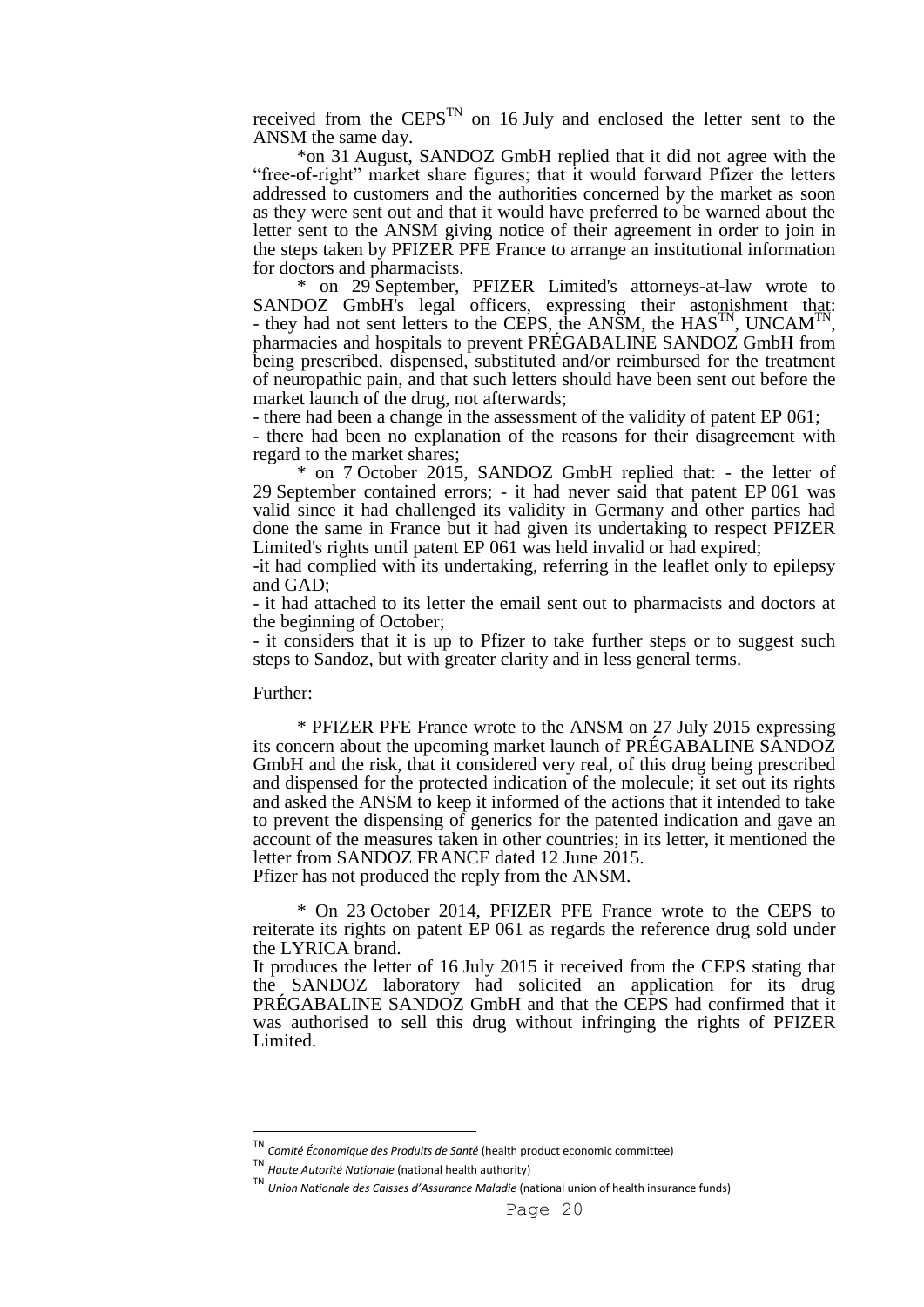received from the CEPS[TN] on 16 July and enclosed the letter sent to the ANSM the same day.

*on 31 August, SANDOZ GmbH replied that it did not agree with the "free-of-right" market share figures; that it would forward Pfizer the letters addressed to customers and the authorities concerned by the market as soon as they were sent out and that it would have preferred to be warned about the letter sent to the ANSM giving notice of their agreement in order to join in the steps taken by PFIZER PFE France to arrange an institutional information for doctors and pharmacists.

* on 29 September, PFIZER Limited's attorneys-at-law wrote to SANDOZ GmbH's legal officers, expressing their astonishment that:
- they had not sent letters to the CEPS, the ANSM, the HAS[TN], UNCAM[TN], pharmacies and hospitals to prevent PRÉGABALINE SANDOZ GmbH from being prescribed, dispensed, substituted and/or reimbursed for the treatment of neuropathic pain, and that such letters should have been sent out before the market launch of the drug, not afterwards;
- there had been a change in the assessment of the validity of patent EP 061;
- there had been no explanation of the reasons for their disagreement with regard to the market shares;

* on 7 October 2015, SANDOZ GmbH replied that: - the letter of 29 September contained errors; - it had never said that patent EP 061 was valid since it had challenged its validity in Germany and other parties had done the same in France but it had given its undertaking to respect PFIZER Limited's rights until patent EP 061 was held invalid or had expired;
-it had complied with its undertaking, referring in the leaflet only to epilepsy and GAD;
- it had attached to its letter the email sent out to pharmacists and doctors at the beginning of October;
- it considers that it is up to Pfizer to take further steps or to suggest such steps to Sandoz, but with greater clarity and in less general terms.

Further:

* PFIZER PFE France wrote to the ANSM on 27 July 2015 expressing its concern about the upcoming market launch of PRÉGABALINE SANDOZ GmbH and the risk, that it considered very real, of this drug being prescribed and dispensed for the protected indication of the molecule; it set out its rights and asked the ANSM to keep it informed of the actions that it intended to take to prevent the dispensing of generics for the patented indication and gave an account of the measures taken in other countries; in its letter, it mentioned the letter from SANDOZ FRANCE dated 12 June 2015.
Pfizer has not produced the reply from the ANSM.

* On 23 October 2014, PFIZER PFE France wrote to the CEPS to reiterate its rights on patent EP 061 as regards the reference drug sold under the LYRICA brand.
It produces the letter of 16 July 2015 it received from the CEPS stating that the SANDOZ laboratory had solicited an application for its drug PRÉGABALINE SANDOZ GmbH and that the CEPS had confirmed that it was authorised to sell this drug without infringing the rights of PFIZER Limited.

---

[TN] *Comité Économique des Produits de Santé* (health product economic committee)

[TN] *Haute Autorité Nationale* (national health authority)

[TN] *Union Nationale des Caisses d'Assurance Maladie* (national union of health insurance funds)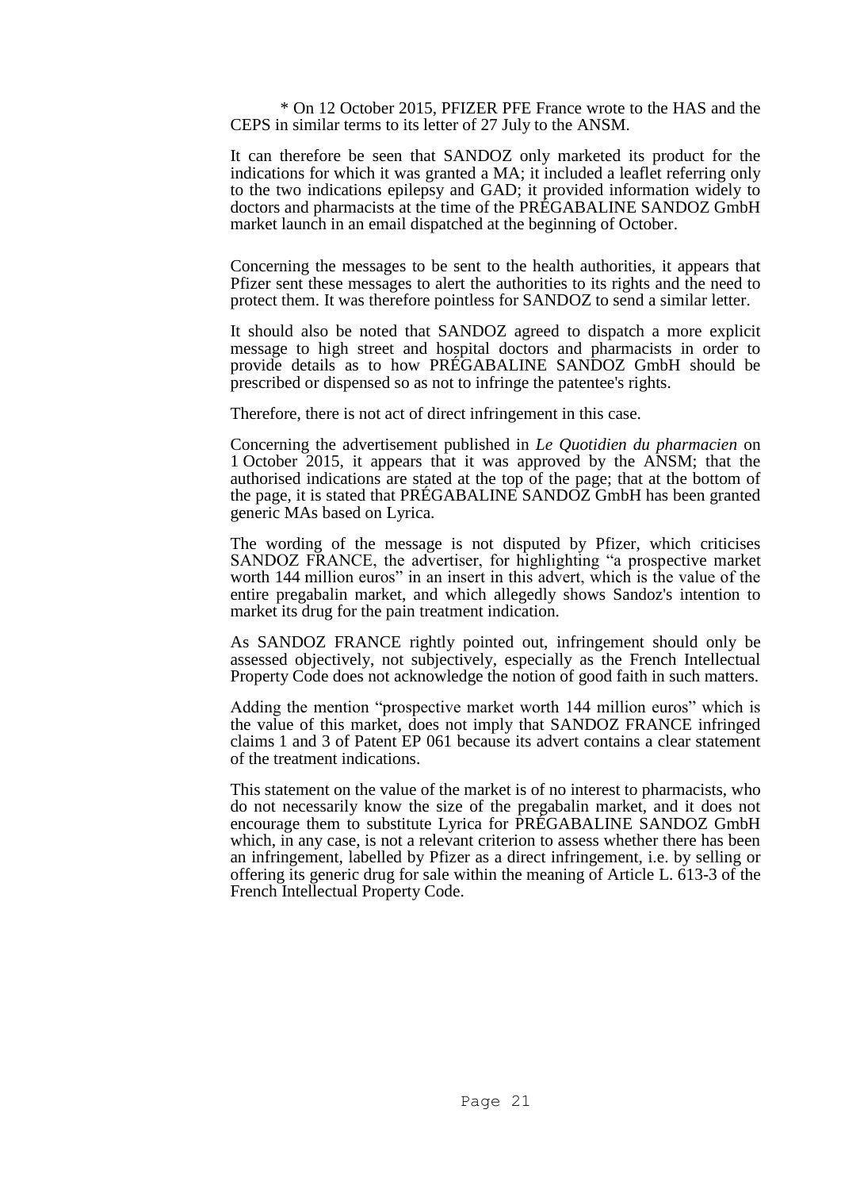\* On 12 October 2015, PFIZER PFE France wrote to the HAS and the CEPS in similar terms to its letter of 27 July to the ANSM.

It can therefore be seen that SANDOZ only marketed its product for the indications for which it was granted a MA; it included a leaflet referring only to the two indications epilepsy and GAD; it provided information widely to doctors and pharmacists at the time of the PRÉGABALINE SANDOZ GmbH market launch in an email dispatched at the beginning of October.

Concerning the messages to be sent to the health authorities, it appears that Pfizer sent these messages to alert the authorities to its rights and the need to protect them. It was therefore pointless for SANDOZ to send a similar letter.

It should also be noted that SANDOZ agreed to dispatch a more explicit message to high street and hospital doctors and pharmacists in order to provide details as to how PRÉGABALINE SANDOZ GmbH should be prescribed or dispensed so as not to infringe the patentee's rights.

Therefore, there is not act of direct infringement in this case.

Concerning the advertisement published in *Le Quotidien du pharmacien* on 1 October 2015, it appears that it was approved by the ANSM; that the authorised indications are stated at the top of the page; that at the bottom of the page, it is stated that PRÉGABALINE SANDOZ GmbH has been granted generic MAs based on Lyrica.

The wording of the message is not disputed by Pfizer, which criticises SANDOZ FRANCE, the advertiser, for highlighting "a prospective market worth 144 million euros" in an insert in this advert, which is the value of the entire pregabalin market, and which allegedly shows Sandoz's intention to market its drug for the pain treatment indication.

As SANDOZ FRANCE rightly pointed out, infringement should only be assessed objectively, not subjectively, especially as the French Intellectual Property Code does not acknowledge the notion of good faith in such matters.

Adding the mention "prospective market worth 144 million euros" which is the value of this market, does not imply that SANDOZ FRANCE infringed claims 1 and 3 of Patent EP 061 because its advert contains a clear statement of the treatment indications.

This statement on the value of the market is of no interest to pharmacists, who do not necessarily know the size of the pregabalin market, and it does not encourage them to substitute Lyrica for PRÉGABALINE SANDOZ GmbH which, in any case, is not a relevant criterion to assess whether there has been an infringement, labelled by Pfizer as a direct infringement, i.e. by selling or offering its generic drug for sale within the meaning of Article L. 613-3 of the French Intellectual Property Code.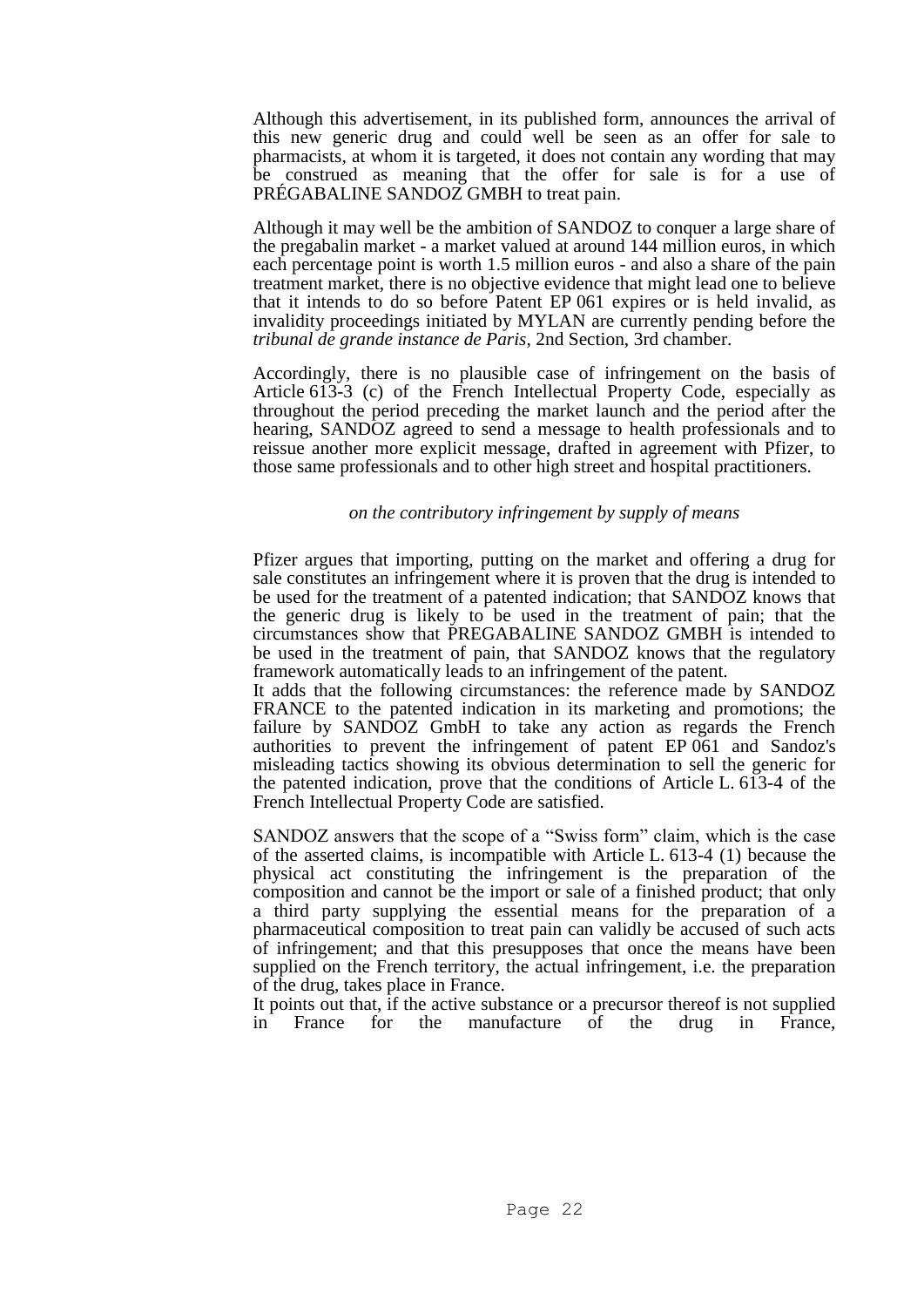Although this advertisement, in its published form, announces the arrival of this new generic drug and could well be seen as an offer for sale to pharmacists, at whom it is targeted, it does not contain any wording that may be construed as meaning that the offer for sale is for a use of PRÉGABALINE SANDOZ GMBH to treat pain.

Although it may well be the ambition of SANDOZ to conquer a large share of the pregabalin market - a market valued at around 144 million euros, in which each percentage point is worth 1.5 million euros - and also a share of the pain treatment market, there is no objective evidence that might lead one to believe that it intends to do so before Patent EP 061 expires or is held invalid, as invalidity proceedings initiated by MYLAN are currently pending before the *tribunal de grande instance de Paris*, 2nd Section, 3rd chamber.

Accordingly, there is no plausible case of infringement on the basis of Article 613-3 (c) of the French Intellectual Property Code, especially as throughout the period preceding the market launch and the period after the hearing, SANDOZ agreed to send a message to health professionals and to reissue another more explicit message, drafted in agreement with Pfizer, to those same professionals and to other high street and hospital practitioners.

*on the contributory infringement by supply of means*

Pfizer argues that importing, putting on the market and offering a drug for sale constitutes an infringement where it is proven that the drug is intended to be used for the treatment of a patented indication; that SANDOZ knows that the generic drug is likely to be used in the treatment of pain; that the circumstances show that PREGABALINE SANDOZ GMBH is intended to be used in the treatment of pain, that SANDOZ knows that the regulatory framework automatically leads to an infringement of the patent.
It adds that the following circumstances: the reference made by SANDOZ FRANCE to the patented indication in its marketing and promotions; the failure by SANDOZ GmbH to take any action as regards the French authorities to prevent the infringement of patent EP 061 and Sandoz's misleading tactics showing its obvious determination to sell the generic for the patented indication, prove that the conditions of Article L. 613-4 of the French Intellectual Property Code are satisfied.

SANDOZ answers that the scope of a "Swiss form" claim, which is the case of the asserted claims, is incompatible with Article L. 613-4 (1) because the physical act constituting the infringement is the preparation of the composition and cannot be the import or sale of a finished product; that only a third party supplying the essential means for the preparation of a pharmaceutical composition to treat pain can validly be accused of such acts of infringement; and that this presupposes that once the means have been supplied on the French territory, the actual infringement, i.e. the preparation of the drug, takes place in France.
It points out that, if the active substance or a precursor thereof is not supplied in France for the manufacture of the drug in France,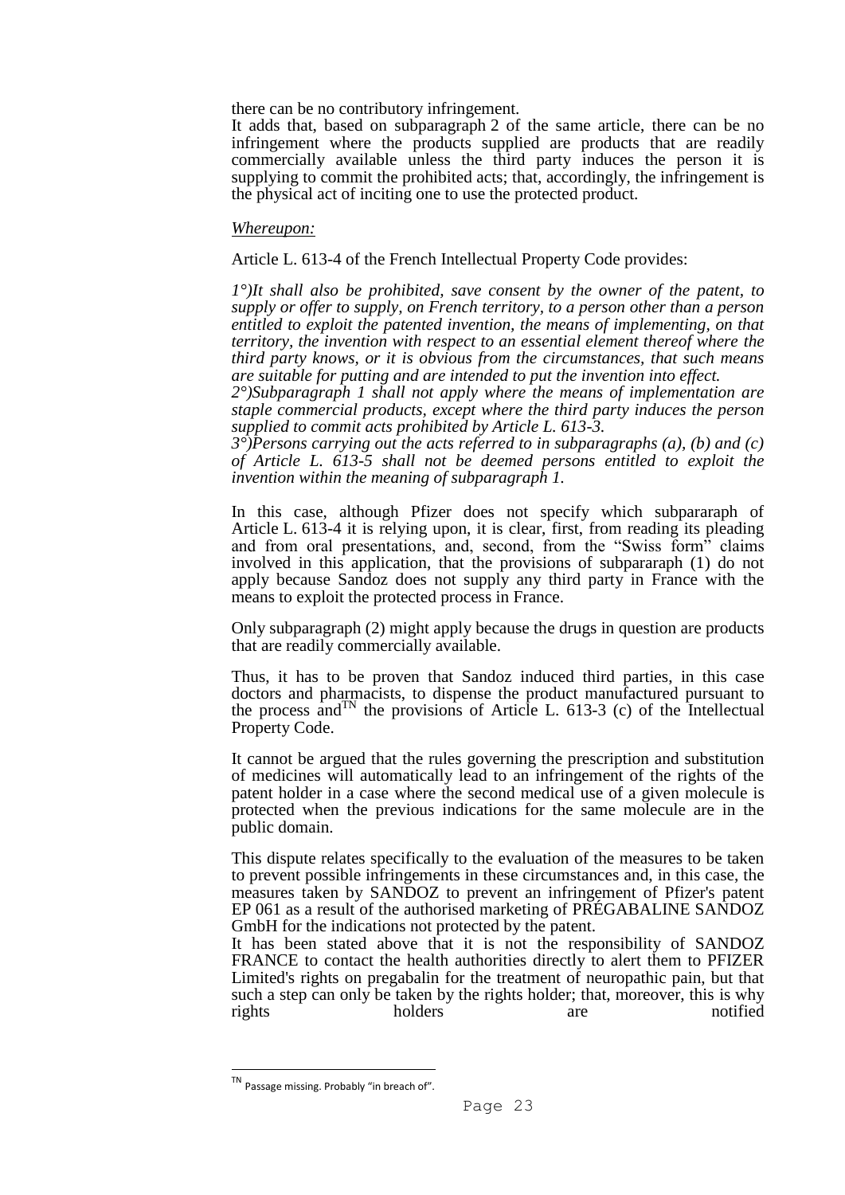there can be no contributory infringement.

It adds that, based on subparagraph 2 of the same article, there can be no infringement where the products supplied are products that are readily commercially available unless the third party induces the person it is supplying to commit the prohibited acts; that, accordingly, the infringement is the physical act of inciting one to use the protected product.

*Whereupon:*

Article L. 613-4 of the French Intellectual Property Code provides:

*1°)It shall also be prohibited, save consent by the owner of the patent, to supply or offer to supply, on French territory, to a person other than a person entitled to exploit the patented invention, the means of implementing, on that territory, the invention with respect to an essential element thereof where the third party knows, or it is obvious from the circumstances, that such means are suitable for putting and are intended to put the invention into effect.*

*2°)Subparagraph 1 shall not apply where the means of implementation are staple commercial products, except where the third party induces the person supplied to commit acts prohibited by Article L. 613-3.*

*3°)Persons carrying out the acts referred to in subparagraphs (a), (b) and (c) of Article L. 613-5 shall not be deemed persons entitled to exploit the invention within the meaning of subparagraph 1.*

In this case, although Pfizer does not specify which subpararaph of Article L. 613-4 it is relying upon, it is clear, first, from reading its pleading and from oral presentations, and, second, from the "Swiss form" claims involved in this application, that the provisions of subpararaph (1) do not apply because Sandoz does not supply any third party in France with the means to exploit the protected process in France.

Only subparagraph (2) might apply because the drugs in question are products that are readily commercially available.

Thus, it has to be proven that Sandoz induced third parties, in this case doctors and pharmacists, to dispense the product manufactured pursuant to the process and[TN] the provisions of Article L. 613-3 (c) of the Intellectual Property Code.

It cannot be argued that the rules governing the prescription and substitution of medicines will automatically lead to an infringement of the rights of the patent holder in a case where the second medical use of a given molecule is protected when the previous indications for the same molecule are in the public domain.

This dispute relates specifically to the evaluation of the measures to be taken to prevent possible infringements in these circumstances and, in this case, the measures taken by SANDOZ to prevent an infringement of Pfizer's patent EP 061 as a result of the authorised marketing of PRÉGABALINE SANDOZ GmbH for the indications not protected by the patent.

It has been stated above that it is not the responsibility of SANDOZ FRANCE to contact the health authorities directly to alert them to PFIZER Limited's rights on pregabalin for the treatment of neuropathic pain, but that such a step can only be taken by the rights holder; that, moreover, this is why rights holders are notified

---

[TN] Passage missing. Probably "in breach of".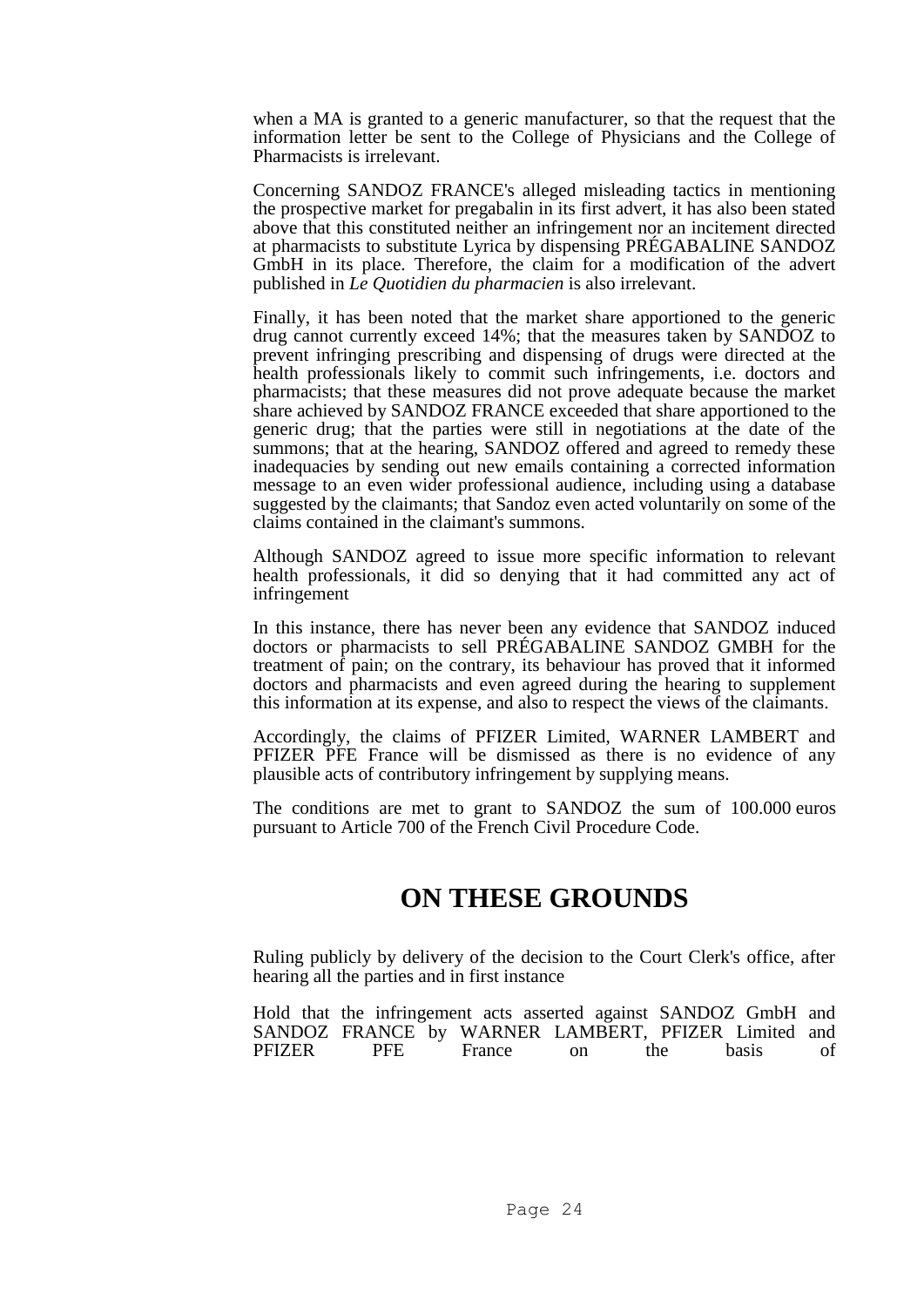when a MA is granted to a generic manufacturer, so that the request that the information letter be sent to the College of Physicians and the College of Pharmacists is irrelevant.

Concerning SANDOZ FRANCE's alleged misleading tactics in mentioning the prospective market for pregabalin in its first advert, it has also been stated above that this constituted neither an infringement nor an incitement directed at pharmacists to substitute Lyrica by dispensing PRÉGABALINE SANDOZ GmbH in its place. Therefore, the claim for a modification of the advert published in *Le Quotidien du pharmacien* is also irrelevant.

Finally, it has been noted that the market share apportioned to the generic drug cannot currently exceed 14%; that the measures taken by SANDOZ to prevent infringing prescribing and dispensing of drugs were directed at the health professionals likely to commit such infringements, i.e. doctors and pharmacists; that these measures did not prove adequate because the market share achieved by SANDOZ FRANCE exceeded that share apportioned to the generic drug; that the parties were still in negotiations at the date of the summons; that at the hearing, SANDOZ offered and agreed to remedy these inadequacies by sending out new emails containing a corrected information message to an even wider professional audience, including using a database suggested by the claimants; that Sandoz even acted voluntarily on some of the claims contained in the claimant's summons.

Although SANDOZ agreed to issue more specific information to relevant health professionals, it did so denying that it had committed any act of infringement

In this instance, there has never been any evidence that SANDOZ induced doctors or pharmacists to sell PRÉGABALINE SANDOZ GMBH for the treatment of pain; on the contrary, its behaviour has proved that it informed doctors and pharmacists and even agreed during the hearing to supplement this information at its expense, and also to respect the views of the claimants.

Accordingly, the claims of PFIZER Limited, WARNER LAMBERT and PFIZER PFE France will be dismissed as there is no evidence of any plausible acts of contributory infringement by supplying means.

The conditions are met to grant to SANDOZ the sum of 100.000 euros pursuant to Article 700 of the French Civil Procedure Code.

# ON THESE GROUNDS

Ruling publicly by delivery of the decision to the Court Clerk's office, after hearing all the parties and in first instance

Hold that the infringement acts asserted against SANDOZ GmbH and SANDOZ FRANCE by WARNER LAMBERT, PFIZER Limited and PFIZER PFE France on the basis of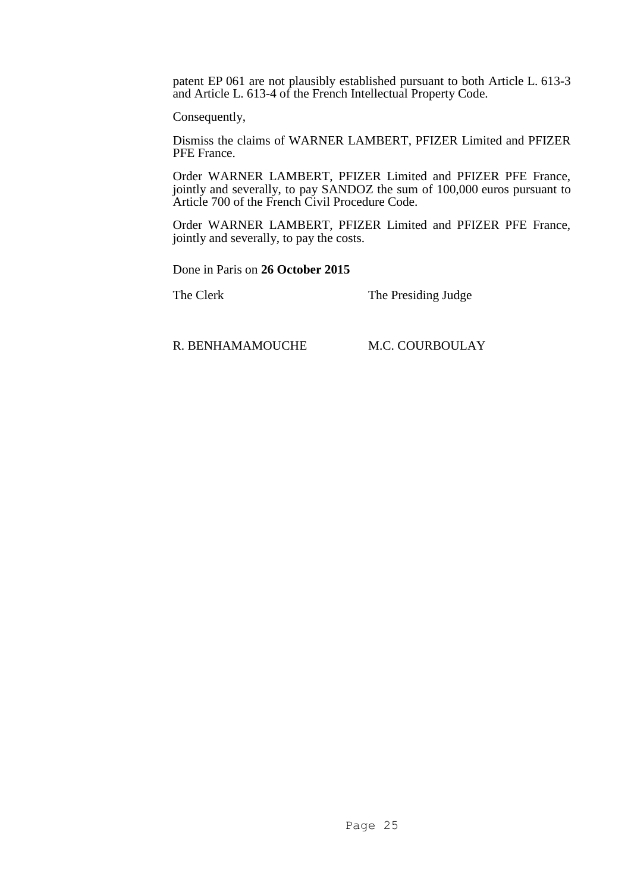patent EP 061 are not plausibly established pursuant to both Article L. 613-3 and Article L. 613-4 of the French Intellectual Property Code.

Consequently,

Dismiss the claims of WARNER LAMBERT, PFIZER Limited and PFIZER PFE France.

Order WARNER LAMBERT, PFIZER Limited and PFIZER PFE France, jointly and severally, to pay SANDOZ the sum of 100,000 euros pursuant to Article 700 of the French Civil Procedure Code.

Order WARNER LAMBERT, PFIZER Limited and PFIZER PFE France, jointly and severally, to pay the costs.

Done in Paris on **26 October 2015**

| | |
|---|---|
| The Clerk | The Presiding Judge |
| R. BENHAMAMOUCHE | M.C. COURBOULAY |